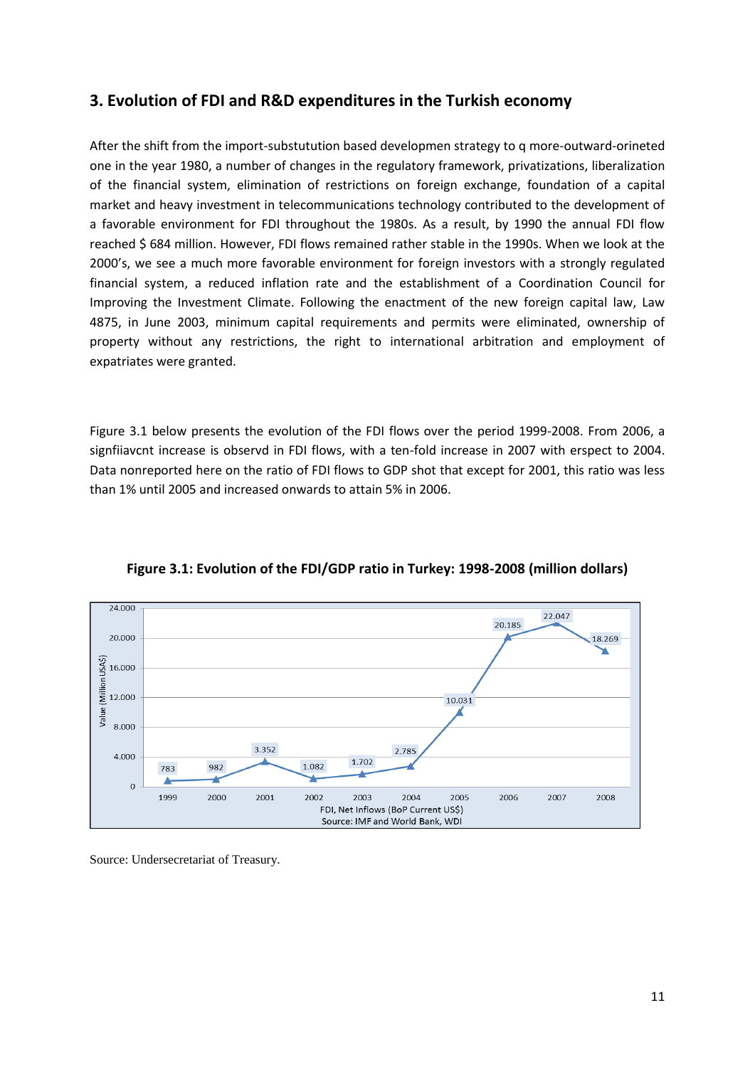## 3. Evolution of FDI and R&D expenditures in the Turkish economy

After the shift from the import-substutution based developmen strategy to q more-outward-orineted one in the year 1980, a number of changes in the regulatory framework, privatizations, liberalization of the financial system, elimination of restrictions on foreign exchange, foundation of a capital market and heavy investment in telecommunications technology contributed to the development of a favorable environment for FDI throughout the 1980s. As a result, by 1990 the annual FDI flow reached $ 684 million. However, FDI flows remained rather stable in the 1990s. When we look at the 2000's, we see a much more favorable environment for foreign investors with a strongly regulated financial system, a reduced inflation rate and the establishment of a Coordination Council for Improving the Investment Climate. Following the enactment of the new foreign capital law, Law 4875, in June 2003, minimum capital requirements and permits were eliminated, ownership of property without any restrictions, the right to international arbitration and employment of expatriates were granted.

Figure 3.1 below presents the evolution of the FDI flows over the period 1999-2008. From 2006, a signfiiavcnt increase is observd in FDI flows, with a ten-fold increase in 2007 with erspect to 2004. Data nonreported here on the ratio of FDI flows to GDP shot that except for 2001, this ratio was less than 1% until 2005 and increased onwards to attain 5% in 2006.

**Figure 3.1: Evolution of the FDI/GDP ratio in Turkey: 1998-2008 (million dollars)**

| Year | 1999 | 2000 | 2001 | 2002 | 2003 | 2004 | 2005 | 2006 | 2007 | 2008 |
|---|---|---|---|---|---|---|---|---|---|---|
| Value (Million USA$) | 783 | 982 | 3.352 | 1.082 | 1.702 | 2.785 | 10.031 | 20.185 | 22.047 | 18.269 |

FDI, Net Inflows (BoP Current US$)
Source: IMF and World Bank, WDI

Source: Undersecretariat of Treasury.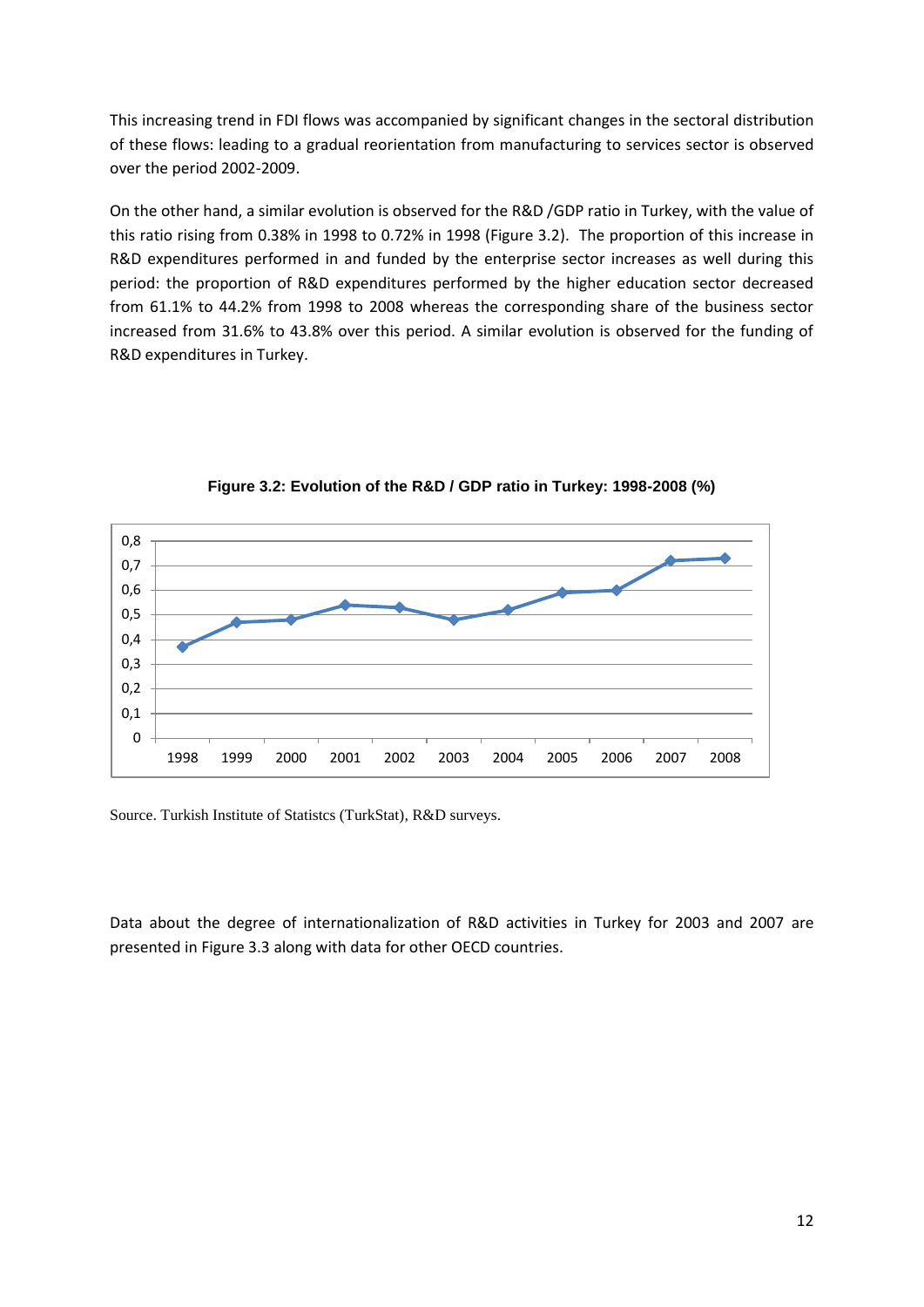This increasing trend in FDI flows was accompanied by significant changes in the sectoral distribution of these flows: leading to a gradual reorientation from manufacturing to services sector is observed over the period 2002-2009.

On the other hand, a similar evolution is observed for the R&D /GDP ratio in Turkey, with the value of this ratio rising from 0.38% in 1998 to 0.72% in 1998 (Figure 3.2). The proportion of this increase in R&D expenditures performed in and funded by the enterprise sector increases as well during this period: the proportion of R&D expenditures performed by the higher education sector decreased from 61.1% to 44.2% from 1998 to 2008 whereas the corresponding share of the business sector increased from 31.6% to 43.8% over this period. A similar evolution is observed for the funding of R&D expenditures in Turkey.

**Figure 3.2: Evolution of the R&D / GDP ratio in Turkey: 1998-2008 (%)**

Source. Turkish Institute of Statistcs (TurkStat), R&D surveys.

Data about the degree of internationalization of R&D activities in Turkey for 2003 and 2007 are presented in Figure 3.3 along with data for other OECD countries.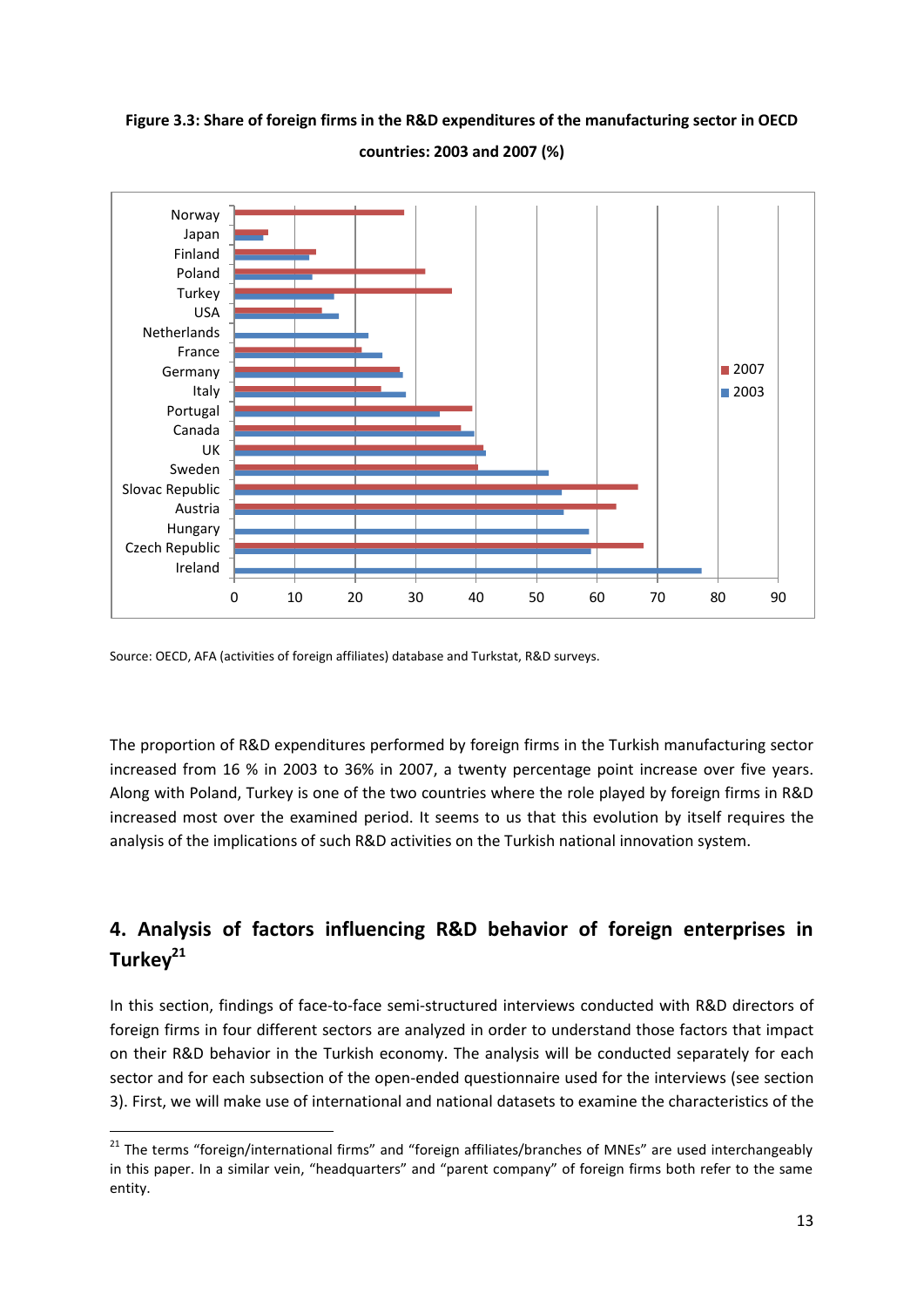**Figure 3.3: Share of foreign firms in the R&D expenditures of the manufacturing sector in OECD countries: 2003 and 2007 (%)**

Source: OECD, AFA (activities of foreign affiliates) database and Turkstat, R&D surveys.

The proportion of R&D expenditures performed by foreign firms in the Turkish manufacturing sector increased from 16 % in 2003 to 36% in 2007, a twenty percentage point increase over five years. Along with Poland, Turkey is one of the two countries where the role played by foreign firms in R&D increased most over the examined period. It seems to us that this evolution by itself requires the analysis of the implications of such R&D activities on the Turkish national innovation system.

## 4. Analysis of factors influencing R&D behavior of foreign enterprises in Turkey[21]

In this section, findings of face-to-face semi-structured interviews conducted with R&D directors of foreign firms in four different sectors are analyzed in order to understand those factors that impact on their R&D behavior in the Turkish economy. The analysis will be conducted separately for each sector and for each subsection of the open-ended questionnaire used for the interviews (see section 3). First, we will make use of international and national datasets to examine the characteristics of the

[21] The terms "foreign/international firms" and "foreign affiliates/branches of MNEs" are used interchangeably in this paper. In a similar vein, "headquarters" and "parent company" of foreign firms both refer to the same entity.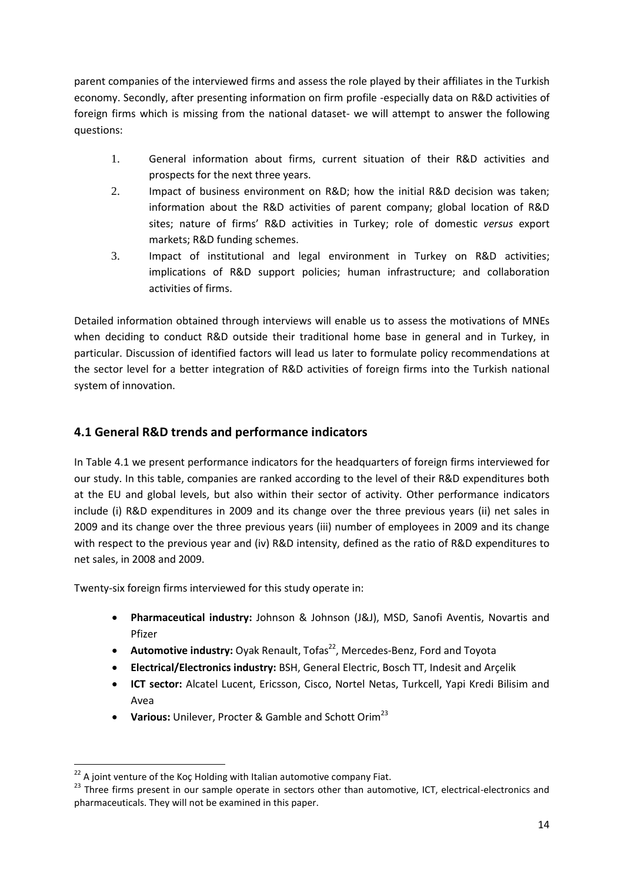parent companies of the interviewed firms and assess the role played by their affiliates in the Turkish economy. Secondly, after presenting information on firm profile -especially data on R&D activities of foreign firms which is missing from the national dataset- we will attempt to answer the following questions:

1. General information about firms, current situation of their R&D activities and prospects for the next three years.
2. Impact of business environment on R&D; how the initial R&D decision was taken; information about the R&D activities of parent company; global location of R&D sites; nature of firms' R&D activities in Turkey; role of domestic *versus* export markets; R&D funding schemes.
3. Impact of institutional and legal environment in Turkey on R&D activities; implications of R&D support policies; human infrastructure; and collaboration activities of firms.

Detailed information obtained through interviews will enable us to assess the motivations of MNEs when deciding to conduct R&D outside their traditional home base in general and in Turkey, in particular. Discussion of identified factors will lead us later to formulate policy recommendations at the sector level for a better integration of R&D activities of foreign firms into the Turkish national system of innovation.

## 4.1 General R&D trends and performance indicators

In Table 4.1 we present performance indicators for the headquarters of foreign firms interviewed for our study. In this table, companies are ranked according to the level of their R&D expenditures both at the EU and global levels, but also within their sector of activity. Other performance indicators include (i) R&D expenditures in 2009 and its change over the three previous years (ii) net sales in 2009 and its change over the three previous years (iii) number of employees in 2009 and its change with respect to the previous year and (iv) R&D intensity, defined as the ratio of R&D expenditures to net sales, in 2008 and 2009.

Twenty-six foreign firms interviewed for this study operate in:

- **Pharmaceutical industry:** Johnson & Johnson (J&J), MSD, Sanofi Aventis, Novartis and Pfizer
- **Automotive industry:** Oyak Renault, Tofas[22], Mercedes-Benz, Ford and Toyota
- **Electrical/Electronics industry:** BSH, General Electric, Bosch TT, Indesit and Arçelik
- **ICT sector:** Alcatel Lucent, Ericsson, Cisco, Nortel Netas, Turkcell, Yapi Kredi Bilisim and Avea
- **Various:** Unilever, Procter & Gamble and Schott Orim[23]

[22] A joint venture of the Koç Holding with Italian automotive company Fiat.

[23] Three firms present in our sample operate in sectors other than automotive, ICT, electrical-electronics and pharmaceuticals. They will not be examined in this paper.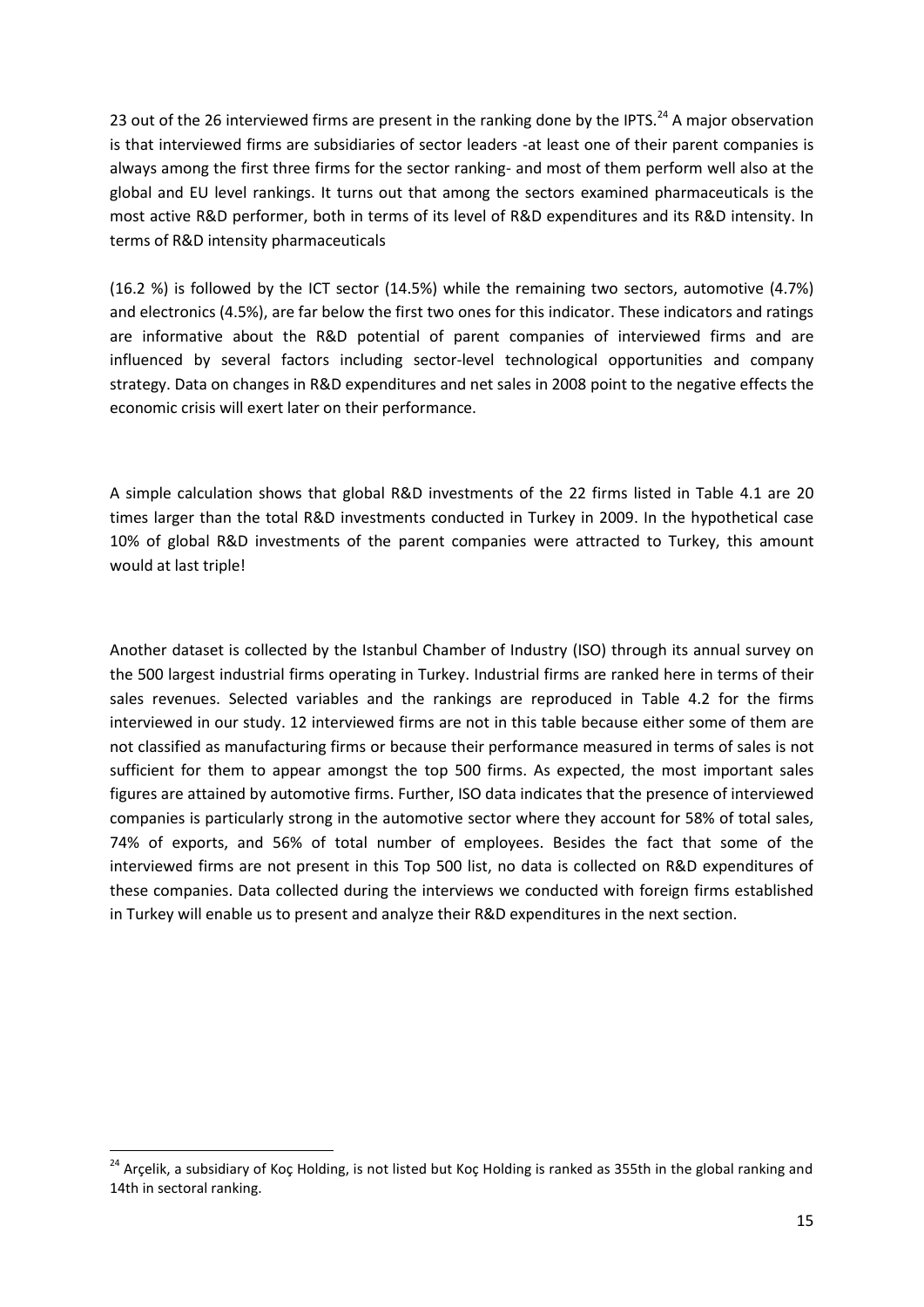23 out of the 26 interviewed firms are present in the ranking done by the IPTS.[24] A major observation is that interviewed firms are subsidiaries of sector leaders -at least one of their parent companies is always among the first three firms for the sector ranking- and most of them perform well also at the global and EU level rankings. It turns out that among the sectors examined pharmaceuticals is the most active R&D performer, both in terms of its level of R&D expenditures and its R&D intensity. In terms of R&D intensity pharmaceuticals

(16.2 %) is followed by the ICT sector (14.5%) while the remaining two sectors, automotive (4.7%) and electronics (4.5%), are far below the first two ones for this indicator. These indicators and ratings are informative about the R&D potential of parent companies of interviewed firms and are influenced by several factors including sector-level technological opportunities and company strategy. Data on changes in R&D expenditures and net sales in 2008 point to the negative effects the economic crisis will exert later on their performance.

A simple calculation shows that global R&D investments of the 22 firms listed in Table 4.1 are 20 times larger than the total R&D investments conducted in Turkey in 2009. In the hypothetical case 10% of global R&D investments of the parent companies were attracted to Turkey, this amount would at last triple!

Another dataset is collected by the Istanbul Chamber of Industry (ISO) through its annual survey on the 500 largest industrial firms operating in Turkey. Industrial firms are ranked here in terms of their sales revenues. Selected variables and the rankings are reproduced in Table 4.2 for the firms interviewed in our study. 12 interviewed firms are not in this table because either some of them are not classified as manufacturing firms or because their performance measured in terms of sales is not sufficient for them to appear amongst the top 500 firms. As expected, the most important sales figures are attained by automotive firms. Further, ISO data indicates that the presence of interviewed companies is particularly strong in the automotive sector where they account for 58% of total sales, 74% of exports, and 56% of total number of employees. Besides the fact that some of the interviewed firms are not present in this Top 500 list, no data is collected on R&D expenditures of these companies. Data collected during the interviews we conducted with foreign firms established in Turkey will enable us to present and analyze their R&D expenditures in the next section.

[24] Arçelik, a subsidiary of Koç Holding, is not listed but Koç Holding is ranked as 355th in the global ranking and 14th in sectoral ranking.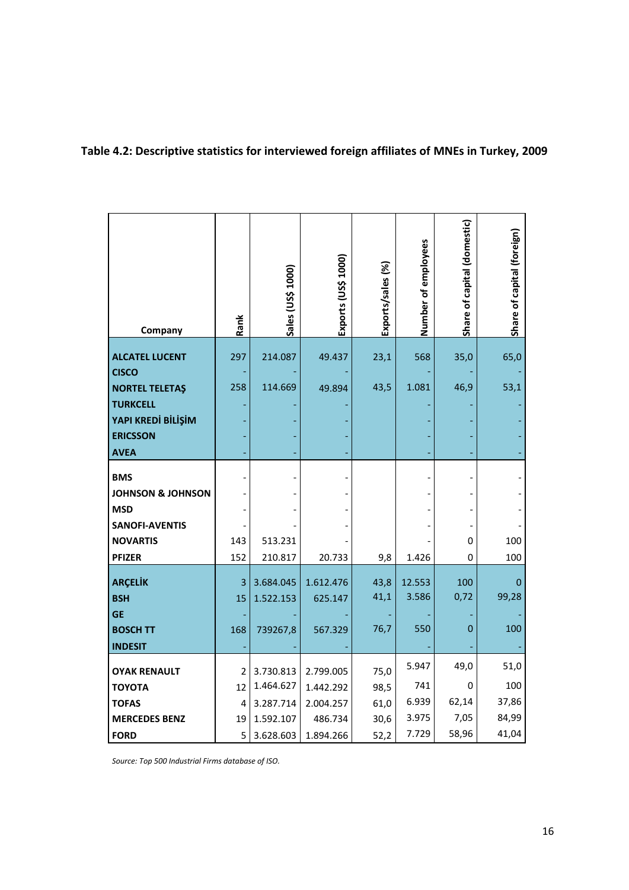**Table 4.2: Descriptive statistics for interviewed foreign affiliates of MNEs in Turkey, 2009**

| Company | Rank | Sales (US$ 1000) | Exports (US$ 1000) | Exports/sales (%) | Number of employees | Share of capital (domestic) | Share of capital (foreign) |
|---|---|---|---|---|---|---|---|
| **ALCATEL LUCENT** | 297 | 214.087 | 49.437 | 23,1 | 568 | 35,0 | 65,0 |
| **CISCO** | - | - | - | | - | - | - |
| **NORTEL TELETAŞ** | 258 | 114.669 | 49.894 | 43,5 | 1.081 | 46,9 | 53,1 |
| **TURKCELL** | - | - | - | | - | - | - |
| **YAPI KREDİ BİLİŞİM** | - | - | - | | - | - | - |
| **ERICSSON** | - | - | - | | - | - | - |
| **AVEA** | - | - | - | | - | - | - |
| **BMS** | - | - | - | | - | - | - |
| **JOHNSON & JOHNSON** | - | - | - | | - | - | - |
| **MSD** | - | - | - | | - | - | - |
| **SANOFI-AVENTIS** | - | - | - | | - | - | - |
| **NOVARTIS** | 143 | 513.231 | - | | - | 0 | 100 |
| **PFIZER** | 152 | 210.817 | 20.733 | 9,8 | 1.426 | 0 | 100 |
| **ARÇELİK** | 3 | 3.684.045 | 1.612.476 | 43,8 | 12.553 | 100 | 0 |
| **BSH** | 15 | 1.522.153 | 625.147 | 41,1 | 3.586 | 0,72 | 99,28 |
| **GE** | - | - | - | - | - | - | - |
| **BOSCH TT** | 168 | 739267,8 | 567.329 | 76,7 | 550 | 0 | 100 |
| **INDESIT** | - | - | - | | - | - | - |
| **OYAK RENAULT** | 2 | 3.730.813 | 2.799.005 | 75,0 | 5.947 | 49,0 | 51,0 |
| **TOYOTA** | 12 | 1.464.627 | 1.442.292 | 98,5 | 741 | 0 | 100 |
| **TOFAS** | 4 | 3.287.714 | 2.004.257 | 61,0 | 6.939 | 62,14 | 37,86 |
| **MERCEDES BENZ** | 19 | 1.592.107 | 486.734 | 30,6 | 3.975 | 7,05 | 84,99 |
| **FORD** | 5 | 3.628.603 | 1.894.266 | 52,2 | 7.729 | 58,96 | 41,04 |

*Source: Top 500 Industrial Firms database of ISO.*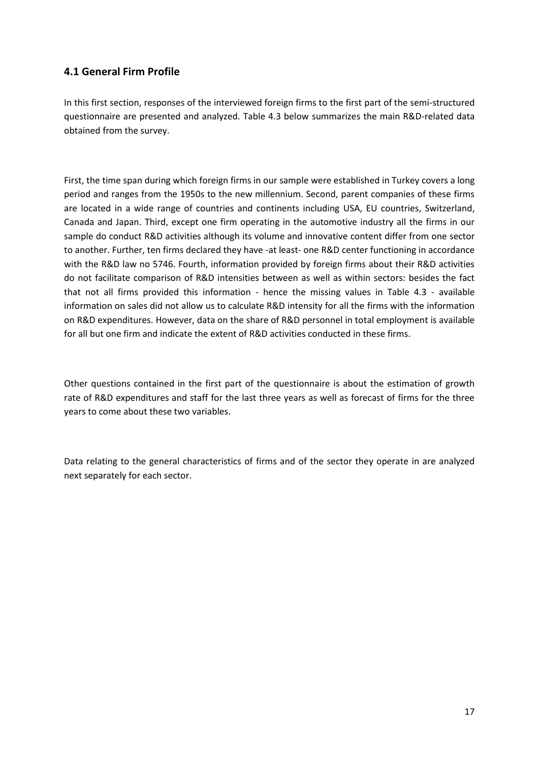### 4.1 General Firm Profile

In this first section, responses of the interviewed foreign firms to the first part of the semi-structured questionnaire are presented and analyzed. Table 4.3 below summarizes the main R&D-related data obtained from the survey.

First, the time span during which foreign firms in our sample were established in Turkey covers a long period and ranges from the 1950s to the new millennium. Second, parent companies of these firms are located in a wide range of countries and continents including USA, EU countries, Switzerland, Canada and Japan. Third, except one firm operating in the automotive industry all the firms in our sample do conduct R&D activities although its volume and innovative content differ from one sector to another. Further, ten firms declared they have -at least- one R&D center functioning in accordance with the R&D law no 5746. Fourth, information provided by foreign firms about their R&D activities do not facilitate comparison of R&D intensities between as well as within sectors: besides the fact that not all firms provided this information - hence the missing values in Table 4.3 - available information on sales did not allow us to calculate R&D intensity for all the firms with the information on R&D expenditures. However, data on the share of R&D personnel in total employment is available for all but one firm and indicate the extent of R&D activities conducted in these firms.

Other questions contained in the first part of the questionnaire is about the estimation of growth rate of R&D expenditures and staff for the last three years as well as forecast of firms for the three years to come about these two variables.

Data relating to the general characteristics of firms and of the sector they operate in are analyzed next separately for each sector.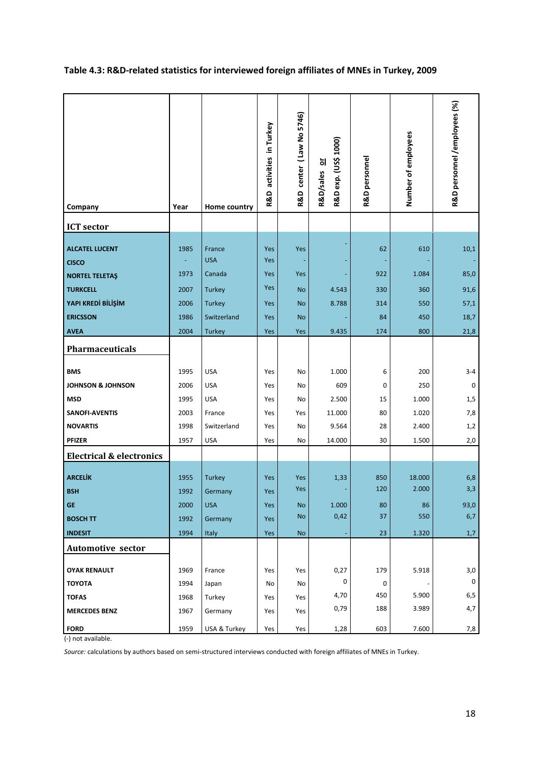**Table 4.3: R&D-related statistics for interviewed foreign affiliates of MNEs in Turkey, 2009**

| Company | Year | Home country | R&D activities in Turkey | R&D center (Law No 5746) | R&D/sales or R&D exp. (US$ 1000) | R&D personnel | Number of employees | R&D personnel /employees (%) |
|---|---|---|---|---|---|---|---|---|
| **ICT sector** | | | | | | | | |
| **ALCATEL LUCENT** | 1985 | France | Yes | Yes | - | 62 | 610 | 10,1 |
| **CISCO** | - | USA | Yes | - | - | - | - | - |
| **NORTEL TELETAŞ** | 1973 | Canada | Yes | Yes | - | 922 | 1.084 | 85,0 |
| **TURKCELL** | 2007 | Turkey | Yes | No | 4.543 | 330 | 360 | 91,6 |
| **YAPI KREDİ BİLİŞİM** | 2006 | Turkey | Yes | No | 8.788 | 314 | 550 | 57,1 |
| **ERICSSON** | 1986 | Switzerland | Yes | No | - | 84 | 450 | 18,7 |
| **AVEA** | 2004 | Turkey | Yes | Yes | 9.435 | 174 | 800 | 21,8 |
| **Pharmaceuticals** | | | | | | | | |
| **BMS** | 1995 | USA | Yes | No | 1.000 | 6 | 200 | 3-4 |
| **JOHNSON & JOHNSON** | 2006 | USA | Yes | No | 609 | 0 | 250 | 0 |
| **MSD** | 1995 | USA | Yes | No | 2.500 | 15 | 1.000 | 1,5 |
| **SANOFI-AVENTIS** | 2003 | France | Yes | Yes | 11.000 | 80 | 1.020 | 7,8 |
| **NOVARTIS** | 1998 | Switzerland | Yes | No | 9.564 | 28 | 2.400 | 1,2 |
| **PFIZER** | 1957 | USA | Yes | No | 14.000 | 30 | 1.500 | 2,0 |
| **Electrical & electronics** | | | | | | | | |
| **ARCELİK** | 1955 | Turkey | Yes | Yes | 1,33 | 850 | 18.000 | 6,8 |
| **BSH** | 1992 | Germany | Yes | Yes | - | 120 | 2.000 | 3,3 |
| **GE** | 2000 | USA | Yes | No | 1.000 | 80 | 86 | 93,0 |
| **BOSCH TT** | 1992 | Germany | Yes | No | 0,42 | 37 | 550 | 6,7 |
| **INDESIT** | 1994 | Italy | Yes | No | - | 23 | 1.320 | 1,7 |
| **Automotive sector** | | | | | | | | |
| **OYAK RENAULT** | 1969 | France | Yes | Yes | 0,27 | 179 | 5.918 | 3,0 |
| **TOYOTA** | 1994 | Japan | No | No | 0 | 0 | - | 0 |
| **TOFAS** | 1968 | Turkey | Yes | Yes | 4,70 | 450 | 5.900 | 6,5 |
| **MERCEDES BENZ** | 1967 | Germany | Yes | Yes | 0,79 | 188 | 3.989 | 4,7 |
| **FORD** | 1959 | USA & Turkey | Yes | Yes | 1,28 | 603 | 7.600 | 7,8 |

(-) not available.

*Source:* calculations by authors based on semi-structured interviews conducted with foreign affiliates of MNEs in Turkey.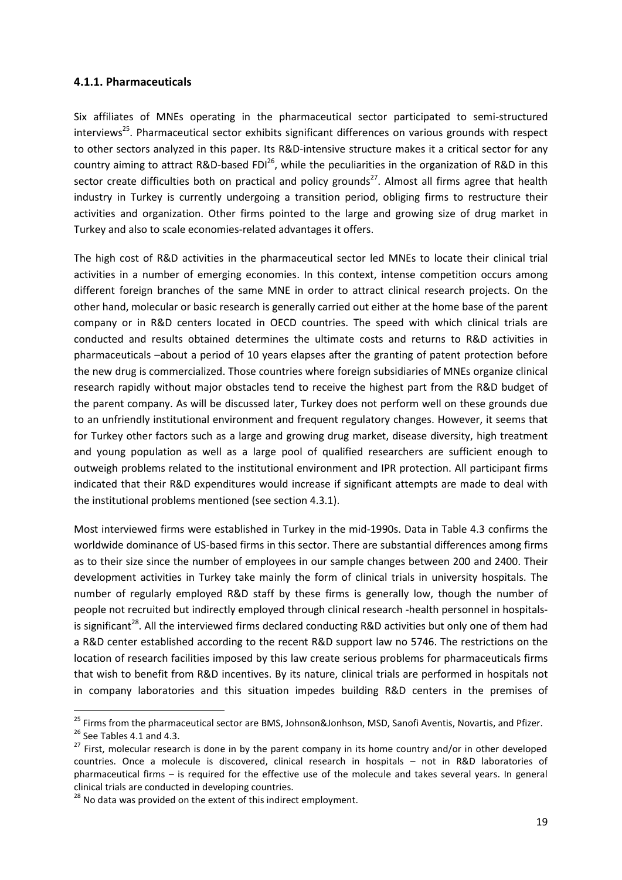### 4.1.1. Pharmaceuticals

Six affiliates of MNEs operating in the pharmaceutical sector participated to semi-structured interviews[25]. Pharmaceutical sector exhibits significant differences on various grounds with respect to other sectors analyzed in this paper. Its R&D-intensive structure makes it a critical sector for any country aiming to attract R&D-based FDI[26], while the peculiarities in the organization of R&D in this sector create difficulties both on practical and policy grounds[27]. Almost all firms agree that health industry in Turkey is currently undergoing a transition period, obliging firms to restructure their activities and organization. Other firms pointed to the large and growing size of drug market in Turkey and also to scale economies-related advantages it offers.

The high cost of R&D activities in the pharmaceutical sector led MNEs to locate their clinical trial activities in a number of emerging economies. In this context, intense competition occurs among different foreign branches of the same MNE in order to attract clinical research projects. On the other hand, molecular or basic research is generally carried out either at the home base of the parent company or in R&D centers located in OECD countries. The speed with which clinical trials are conducted and results obtained determines the ultimate costs and returns to R&D activities in pharmaceuticals –about a period of 10 years elapses after the granting of patent protection before the new drug is commercialized. Those countries where foreign subsidiaries of MNEs organize clinical research rapidly without major obstacles tend to receive the highest part from the R&D budget of the parent company. As will be discussed later, Turkey does not perform well on these grounds due to an unfriendly institutional environment and frequent regulatory changes. However, it seems that for Turkey other factors such as a large and growing drug market, disease diversity, high treatment and young population as well as a large pool of qualified researchers are sufficient enough to outweigh problems related to the institutional environment and IPR protection. All participant firms indicated that their R&D expenditures would increase if significant attempts are made to deal with the institutional problems mentioned (see section 4.3.1).

Most interviewed firms were established in Turkey in the mid-1990s. Data in Table 4.3 confirms the worldwide dominance of US-based firms in this sector. There are substantial differences among firms as to their size since the number of employees in our sample changes between 200 and 2400. Their development activities in Turkey take mainly the form of clinical trials in university hospitals. The number of regularly employed R&D staff by these firms is generally low, though the number of people not recruited but indirectly employed through clinical research -health personnel in hospitals- is significant[28]. All the interviewed firms declared conducting R&D activities but only one of them had a R&D center established according to the recent R&D support law no 5746. The restrictions on the location of research facilities imposed by this law create serious problems for pharmaceuticals firms that wish to benefit from R&D incentives. By its nature, clinical trials are performed in hospitals not in company laboratories and this situation impedes building R&D centers in the premises of

---

[25] Firms from the pharmaceutical sector are BMS, Johnson&Jonhson, MSD, Sanofi Aventis, Novartis, and Pfizer.

[26] See Tables 4.1 and 4.3.

[27] First, molecular research is done in by the parent company in its home country and/or in other developed countries. Once a molecule is discovered, clinical research in hospitals – not in R&D laboratories of pharmaceutical firms – is required for the effective use of the molecule and takes several years. In general clinical trials are conducted in developing countries.

[28] No data was provided on the extent of this indirect employment.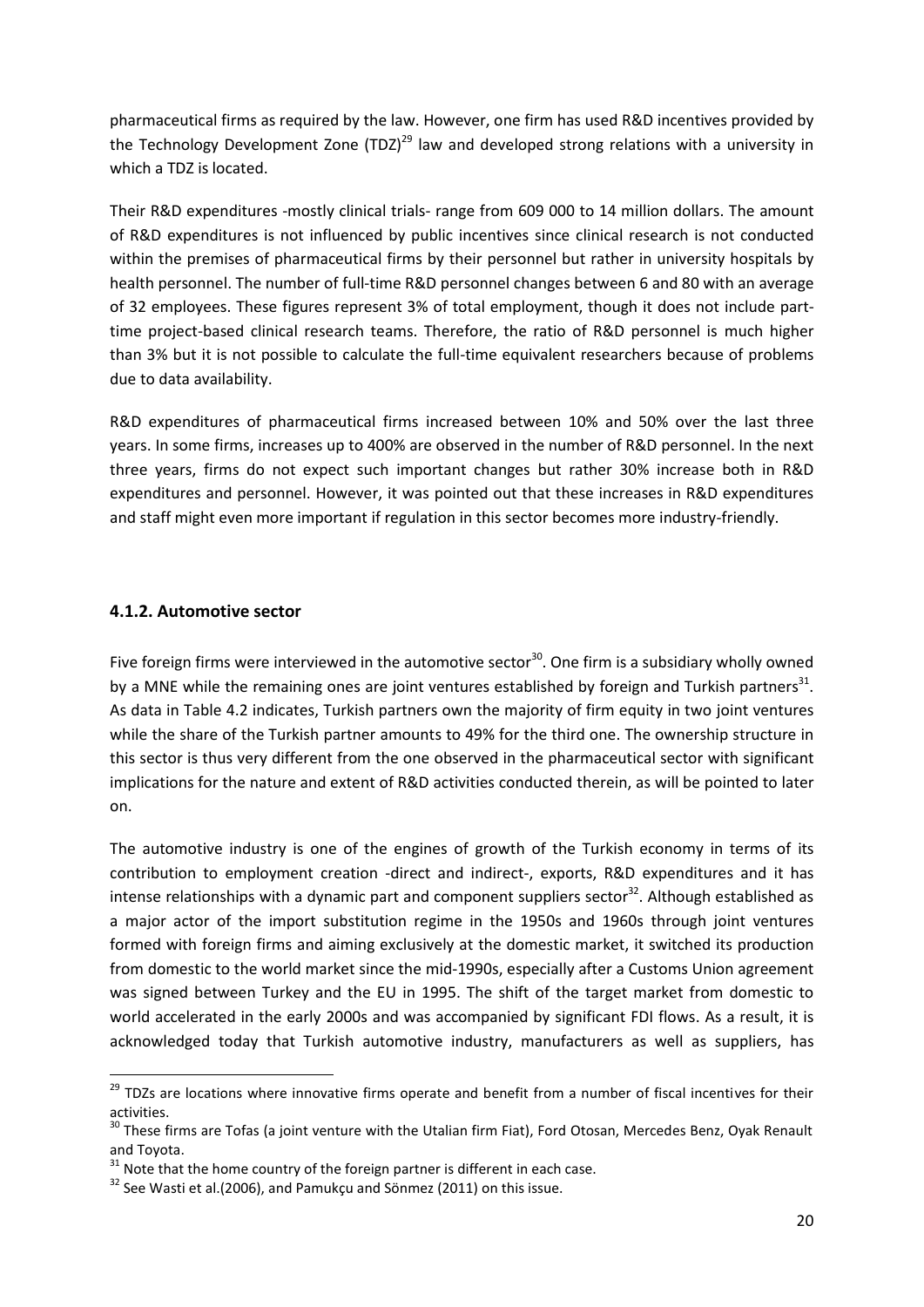pharmaceutical firms as required by the law. However, one firm has used R&D incentives provided by the Technology Development Zone (TDZ)[29] law and developed strong relations with a university in which a TDZ is located.

Their R&D expenditures -mostly clinical trials- range from 609 000 to 14 million dollars. The amount of R&D expenditures is not influenced by public incentives since clinical research is not conducted within the premises of pharmaceutical firms by their personnel but rather in university hospitals by health personnel. The number of full-time R&D personnel changes between 6 and 80 with an average of 32 employees. These figures represent 3% of total employment, though it does not include part-time project-based clinical research teams. Therefore, the ratio of R&D personnel is much higher than 3% but it is not possible to calculate the full-time equivalent researchers because of problems due to data availability.

R&D expenditures of pharmaceutical firms increased between 10% and 50% over the last three years. In some firms, increases up to 400% are observed in the number of R&D personnel. In the next three years, firms do not expect such important changes but rather 30% increase both in R&D expenditures and personnel. However, it was pointed out that these increases in R&D expenditures and staff might even more important if regulation in this sector becomes more industry-friendly.

### 4.1.2. Automotive sector

Five foreign firms were interviewed in the automotive sector[30]. One firm is a subsidiary wholly owned by a MNE while the remaining ones are joint ventures established by foreign and Turkish partners[31]. As data in Table 4.2 indicates, Turkish partners own the majority of firm equity in two joint ventures while the share of the Turkish partner amounts to 49% for the third one. The ownership structure in this sector is thus very different from the one observed in the pharmaceutical sector with significant implications for the nature and extent of R&D activities conducted therein, as will be pointed to later on.

The automotive industry is one of the engines of growth of the Turkish economy in terms of its contribution to employment creation -direct and indirect-, exports, R&D expenditures and it has intense relationships with a dynamic part and component suppliers sector[32]. Although established as a major actor of the import substitution regime in the 1950s and 1960s through joint ventures formed with foreign firms and aiming exclusively at the domestic market, it switched its production from domestic to the world market since the mid-1990s, especially after a Customs Union agreement was signed between Turkey and the EU in 1995. The shift of the target market from domestic to world accelerated in the early 2000s and was accompanied by significant FDI flows. As a result, it is acknowledged today that Turkish automotive industry, manufacturers as well as suppliers, has

[29] TDZs are locations where innovative firms operate and benefit from a number of fiscal incentives for their activities.

[30] These firms are Tofas (a joint venture with the Utalian firm Fiat), Ford Otosan, Mercedes Benz, Oyak Renault and Toyota.

[31] Note that the home country of the foreign partner is different in each case.

[32] See Wasti et al.(2006), and Pamukçu and Sönmez (2011) on this issue.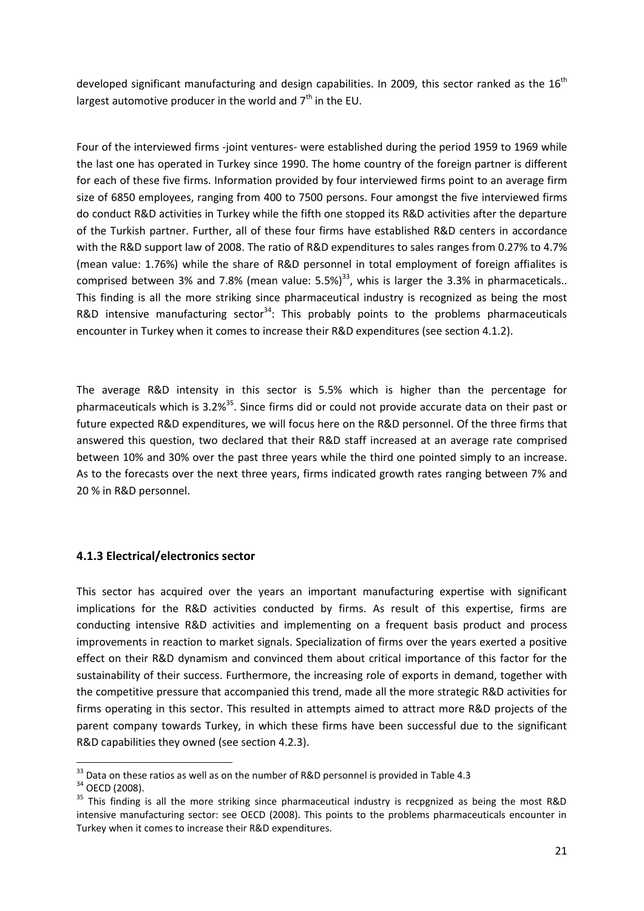developed significant manufacturing and design capabilities. In 2009, this sector ranked as the 16[th] largest automotive producer in the world and 7[th] in the EU.

Four of the interviewed firms -joint ventures- were established during the period 1959 to 1969 while the last one has operated in Turkey since 1990. The home country of the foreign partner is different for each of these five firms. Information provided by four interviewed firms point to an average firm size of 6850 employees, ranging from 400 to 7500 persons. Four amongst the five interviewed firms do conduct R&D activities in Turkey while the fifth one stopped its R&D activities after the departure of the Turkish partner. Further, all of these four firms have established R&D centers in accordance with the R&D support law of 2008. The ratio of R&D expenditures to sales ranges from 0.27% to 4.7% (mean value: 1.76%) while the share of R&D personnel in total employment of foreign affialites is comprised between 3% and 7.8% (mean value: 5.5%)[33], whis is larger the 3.3% in pharmaceticals.. This finding is all the more striking since pharmaceutical industry is recognized as being the most R&D intensive manufacturing sector[34]: This probably points to the problems pharmaceuticals encounter in Turkey when it comes to increase their R&D expenditures (see section 4.1.2).

The average R&D intensity in this sector is 5.5% which is higher than the percentage for pharmaceuticals which is 3.2%[35]. Since firms did or could not provide accurate data on their past or future expected R&D expenditures, we will focus here on the R&D personnel. Of the three firms that answered this question, two declared that their R&D staff increased at an average rate comprised between 10% and 30% over the past three years while the third one pointed simply to an increase. As to the forecasts over the next three years, firms indicated growth rates ranging between 7% and 20 % in R&D personnel.

### 4.1.3 Electrical/electronics sector

This sector has acquired over the years an important manufacturing expertise with significant implications for the R&D activities conducted by firms. As result of this expertise, firms are conducting intensive R&D activities and implementing on a frequent basis product and process improvements in reaction to market signals. Specialization of firms over the years exerted a positive effect on their R&D dynamism and convinced them about critical importance of this factor for the sustainability of their success. Furthermore, the increasing role of exports in demand, together with the competitive pressure that accompanied this trend, made all the more strategic R&D activities for firms operating in this sector. This resulted in attempts aimed to attract more R&D projects of the parent company towards Turkey, in which these firms have been successful due to the significant R&D capabilities they owned (see section 4.2.3).

---

[33] Data on these ratios as well as on the number of R&D personnel is provided in Table 4.3

[34] OECD (2008).

[35] This finding is all the more striking since pharmaceutical industry is recpgnized as being the most R&D intensive manufacturing sector: see OECD (2008). This points to the problems pharmaceuticals encounter in Turkey when it comes to increase their R&D expenditures.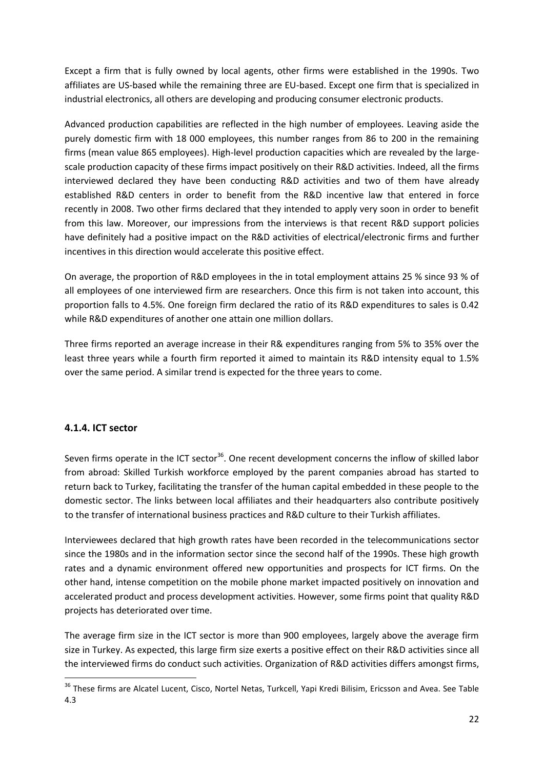Except a firm that is fully owned by local agents, other firms were established in the 1990s. Two affiliates are US-based while the remaining three are EU-based. Except one firm that is specialized in industrial electronics, all others are developing and producing consumer electronic products.

Advanced production capabilities are reflected in the high number of employees. Leaving aside the purely domestic firm with 18 000 employees, this number ranges from 86 to 200 in the remaining firms (mean value 865 employees). High-level production capacities which are revealed by the large-scale production capacity of these firms impact positively on their R&D activities. Indeed, all the firms interviewed declared they have been conducting R&D activities and two of them have already established R&D centers in order to benefit from the R&D incentive law that entered in force recently in 2008. Two other firms declared that they intended to apply very soon in order to benefit from this law. Moreover, our impressions from the interviews is that recent R&D support policies have definitely had a positive impact on the R&D activities of electrical/electronic firms and further incentives in this direction would accelerate this positive effect.

On average, the proportion of R&D employees in the in total employment attains 25 % since 93 % of all employees of one interviewed firm are researchers. Once this firm is not taken into account, this proportion falls to 4.5%. One foreign firm declared the ratio of its R&D expenditures to sales is 0.42 while R&D expenditures of another one attain one million dollars.

Three firms reported an average increase in their R& expenditures ranging from 5% to 35% over the least three years while a fourth firm reported it aimed to maintain its R&D intensity equal to 1.5% over the same period. A similar trend is expected for the three years to come.

### 4.1.4. ICT sector

Seven firms operate in the ICT sector[36]. One recent development concerns the inflow of skilled labor from abroad: Skilled Turkish workforce employed by the parent companies abroad has started to return back to Turkey, facilitating the transfer of the human capital embedded in these people to the domestic sector. The links between local affiliates and their headquarters also contribute positively to the transfer of international business practices and R&D culture to their Turkish affiliates.

Interviewees declared that high growth rates have been recorded in the telecommunications sector since the 1980s and in the information sector since the second half of the 1990s. These high growth rates and a dynamic environment offered new opportunities and prospects for ICT firms. On the other hand, intense competition on the mobile phone market impacted positively on innovation and accelerated product and process development activities. However, some firms point that quality R&D projects has deteriorated over time.

The average firm size in the ICT sector is more than 900 employees, largely above the average firm size in Turkey. As expected, this large firm size exerts a positive effect on their R&D activities since all the interviewed firms do conduct such activities. Organization of R&D activities differs amongst firms,

[36] These firms are Alcatel Lucent, Cisco, Nortel Netas, Turkcell, Yapi Kredi Bilisim, Ericsson and Avea. See Table 4.3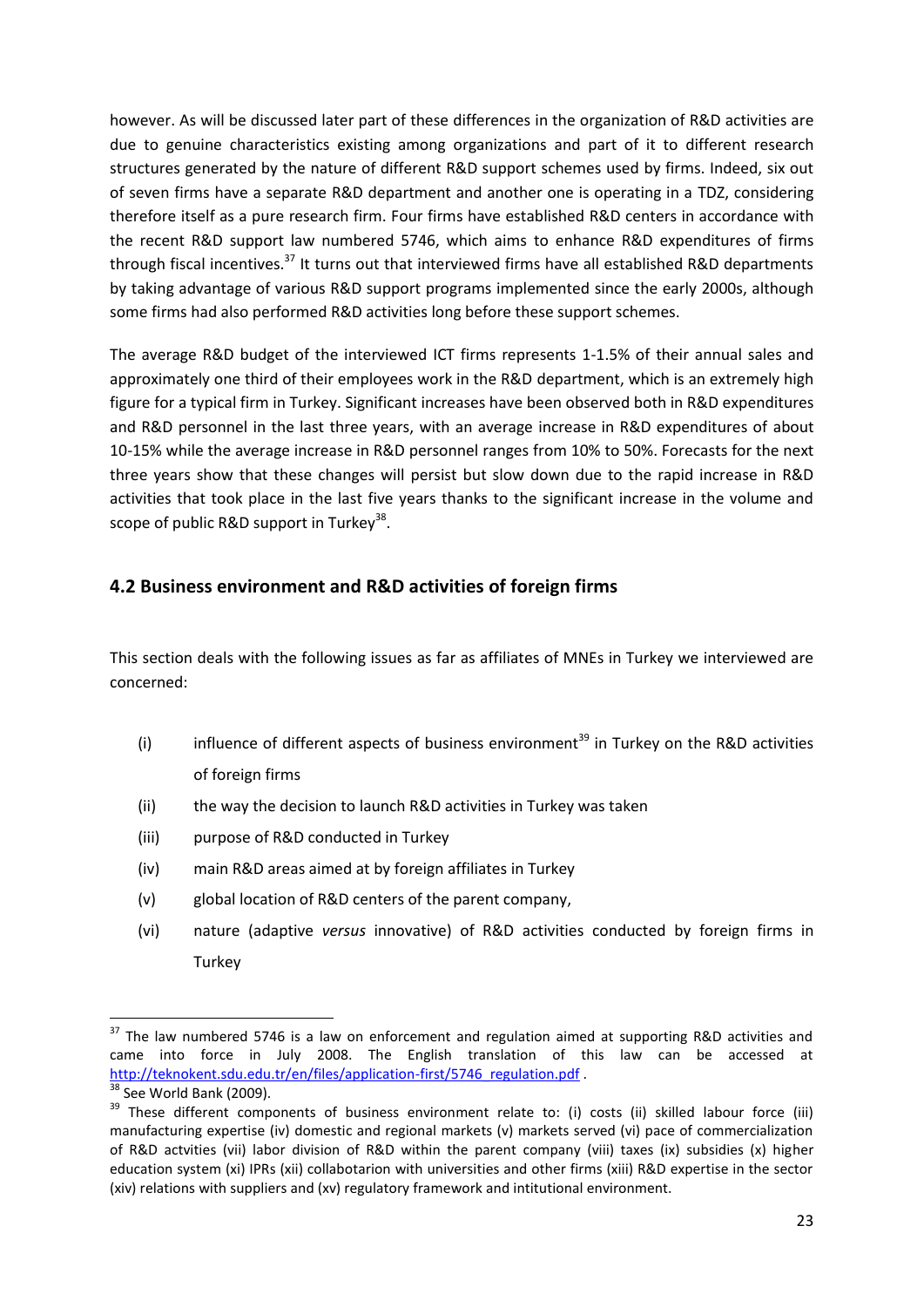however. As will be discussed later part of these differences in the organization of R&D activities are due to genuine characteristics existing among organizations and part of it to different research structures generated by the nature of different R&D support schemes used by firms. Indeed, six out of seven firms have a separate R&D department and another one is operating in a TDZ, considering therefore itself as a pure research firm. Four firms have established R&D centers in accordance with the recent R&D support law numbered 5746, which aims to enhance R&D expenditures of firms through fiscal incentives.[37] It turns out that interviewed firms have all established R&D departments by taking advantage of various R&D support programs implemented since the early 2000s, although some firms had also performed R&D activities long before these support schemes.

The average R&D budget of the interviewed ICT firms represents 1-1.5% of their annual sales and approximately one third of their employees work in the R&D department, which is an extremely high figure for a typical firm in Turkey. Significant increases have been observed both in R&D expenditures and R&D personnel in the last three years, with an average increase in R&D expenditures of about 10-15% while the average increase in R&D personnel ranges from 10% to 50%. Forecasts for the next three years show that these changes will persist but slow down due to the rapid increase in R&D activities that took place in the last five years thanks to the significant increase in the volume and scope of public R&D support in Turkey[38].

## 4.2 Business environment and R&D activities of foreign firms

This section deals with the following issues as far as affiliates of MNEs in Turkey we interviewed are concerned:

(i) influence of different aspects of business environment[39] in Turkey on the R&D activities of foreign firms
(ii) the way the decision to launch R&D activities in Turkey was taken
(iii) purpose of R&D conducted in Turkey
(iv) main R&D areas aimed at by foreign affiliates in Turkey
(v) global location of R&D centers of the parent company,
(vi) nature (adaptive *versus* innovative) of R&D activities conducted by foreign firms in Turkey

---

[37] The law numbered 5746 is a law on enforcement and regulation aimed at supporting R&D activities and came into force in July 2008. The English translation of this law can be accessed at http://teknokent.sdu.edu.tr/en/files/application-first/5746_regulation.pdf .

[38] See World Bank (2009).

[39] These different components of business environment relate to: (i) costs (ii) skilled labour force (iii) manufacturing expertise (iv) domestic and regional markets (v) markets served (vi) pace of commercialization of R&D actvities (vii) labor division of R&D within the parent company (viii) taxes (ix) subsidies (x) higher education system (xi) IPRs (xii) collabotarion with universities and other firms (xiii) R&D expertise in the sector (xiv) relations with suppliers and (xv) regulatory framework and intitutional environment.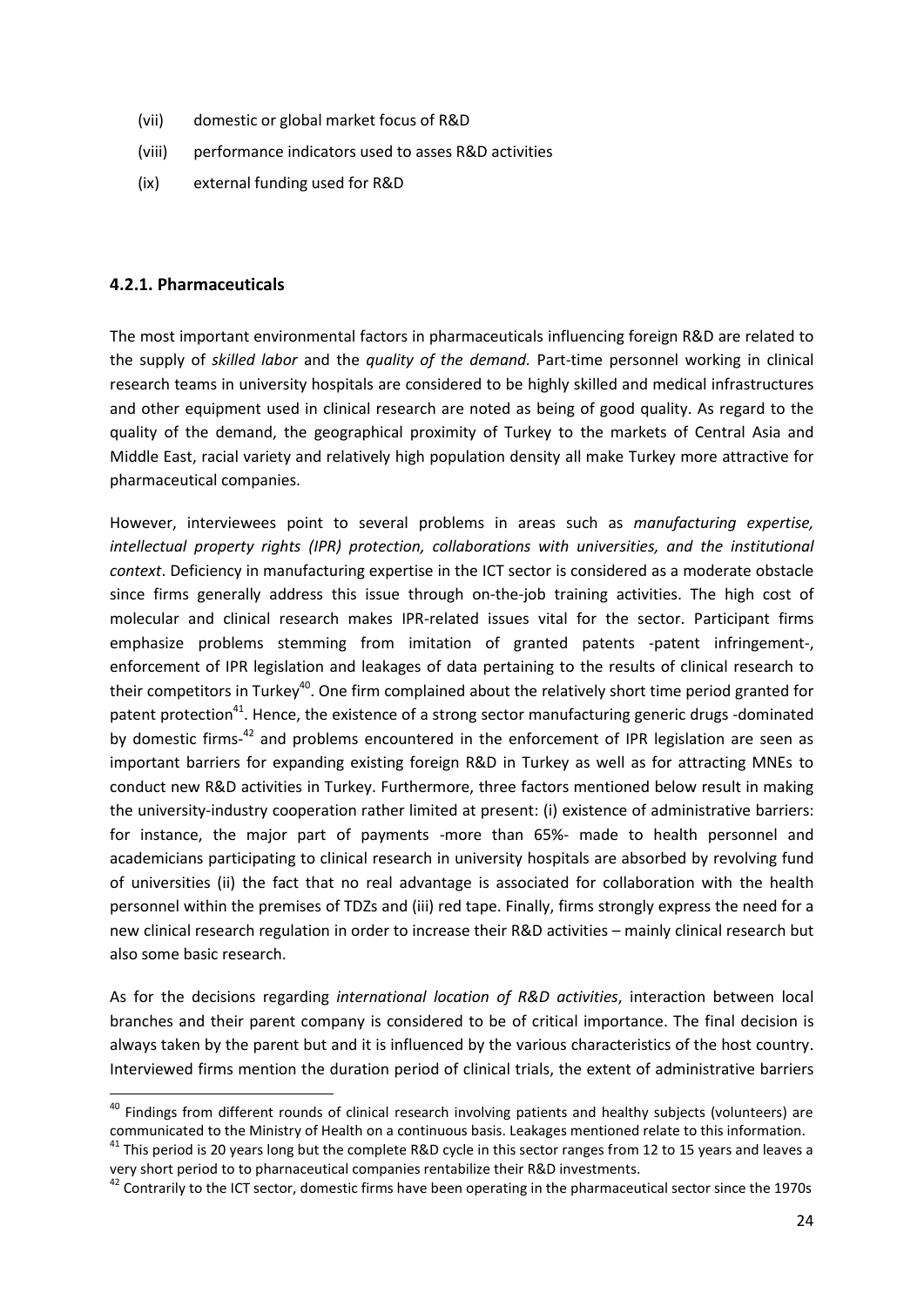(vii) domestic or global market focus of R&D

(viii) performance indicators used to asses R&D activities

(ix) external funding used for R&D

### 4.2.1. Pharmaceuticals

The most important environmental factors in pharmaceuticals influencing foreign R&D are related to the supply of *skilled labor* and the *quality of the demand.* Part-time personnel working in clinical research teams in university hospitals are considered to be highly skilled and medical infrastructures and other equipment used in clinical research are noted as being of good quality. As regard to the quality of the demand, the geographical proximity of Turkey to the markets of Central Asia and Middle East, racial variety and relatively high population density all make Turkey more attractive for pharmaceutical companies.

However, interviewees point to several problems in areas such as *manufacturing expertise, intellectual property rights (IPR) protection, collaborations with universities, and the institutional context*. Deficiency in manufacturing expertise in the ICT sector is considered as a moderate obstacle since firms generally address this issue through on-the-job training activities. The high cost of molecular and clinical research makes IPR-related issues vital for the sector. Participant firms emphasize problems stemming from imitation of granted patents -patent infringement-, enforcement of IPR legislation and leakages of data pertaining to the results of clinical research to their competitors in Turkey[40]. One firm complained about the relatively short time period granted for patent protection[41]. Hence, the existence of a strong sector manufacturing generic drugs -dominated by domestic firms-[42] and problems encountered in the enforcement of IPR legislation are seen as important barriers for expanding existing foreign R&D in Turkey as well as for attracting MNEs to conduct new R&D activities in Turkey. Furthermore, three factors mentioned below result in making the university-industry cooperation rather limited at present: (i) existence of administrative barriers: for instance, the major part of payments -more than 65%- made to health personnel and academicians participating to clinical research in university hospitals are absorbed by revolving fund of universities (ii) the fact that no real advantage is associated for collaboration with the health personnel within the premises of TDZs and (iii) red tape. Finally, firms strongly express the need for a new clinical research regulation in order to increase their R&D activities – mainly clinical research but also some basic research.

As for the decisions regarding *international location of R&D activities*, interaction between local branches and their parent company is considered to be of critical importance. The final decision is always taken by the parent but and it is influenced by the various characteristics of the host country. Interviewed firms mention the duration period of clinical trials, the extent of administrative barriers

---

[40] Findings from different rounds of clinical research involving patients and healthy subjects (volunteers) are communicated to the Ministry of Health on a continuous basis. Leakages mentioned relate to this information.

[41] This period is 20 years long but the complete R&D cycle in this sector ranges from 12 to 15 years and leaves a very short period to to pharmaceutical companies rentabilize their R&D investments.

[42] Contrarily to the ICT sector, domestic firms have been operating in the pharmaceutical sector since the 1970s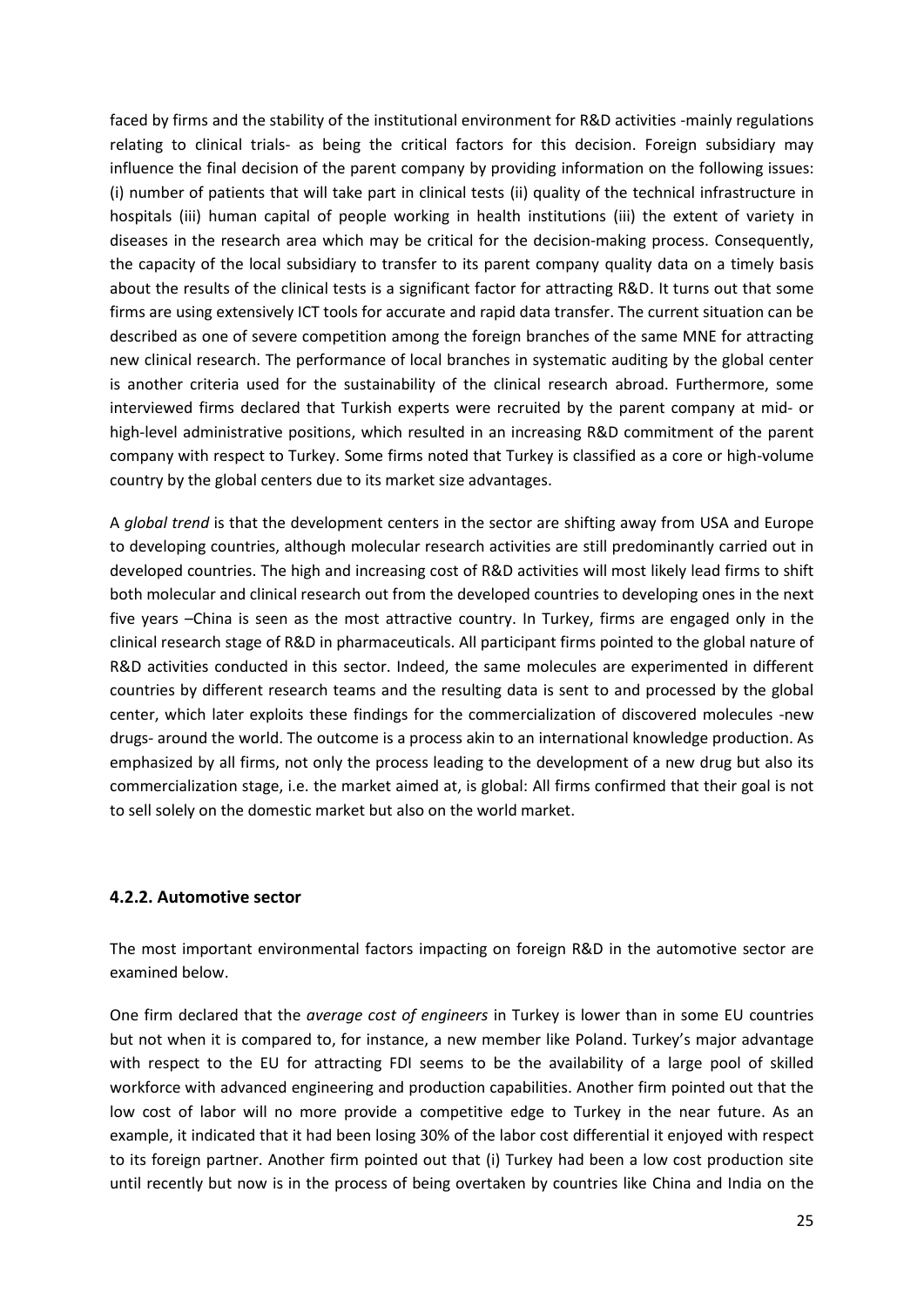faced by firms and the stability of the institutional environment for R&D activities -mainly regulations relating to clinical trials- as being the critical factors for this decision. Foreign subsidiary may influence the final decision of the parent company by providing information on the following issues: (i) number of patients that will take part in clinical tests (ii) quality of the technical infrastructure in hospitals (iii) human capital of people working in health institutions (iii) the extent of variety in diseases in the research area which may be critical for the decision-making process. Consequently, the capacity of the local subsidiary to transfer to its parent company quality data on a timely basis about the results of the clinical tests is a significant factor for attracting R&D. It turns out that some firms are using extensively ICT tools for accurate and rapid data transfer. The current situation can be described as one of severe competition among the foreign branches of the same MNE for attracting new clinical research. The performance of local branches in systematic auditing by the global center is another criteria used for the sustainability of the clinical research abroad. Furthermore, some interviewed firms declared that Turkish experts were recruited by the parent company at mid- or high-level administrative positions, which resulted in an increasing R&D commitment of the parent company with respect to Turkey. Some firms noted that Turkey is classified as a core or high-volume country by the global centers due to its market size advantages.

A *global trend* is that the development centers in the sector are shifting away from USA and Europe to developing countries, although molecular research activities are still predominantly carried out in developed countries. The high and increasing cost of R&D activities will most likely lead firms to shift both molecular and clinical research out from the developed countries to developing ones in the next five years –China is seen as the most attractive country. In Turkey, firms are engaged only in the clinical research stage of R&D in pharmaceuticals. All participant firms pointed to the global nature of R&D activities conducted in this sector. Indeed, the same molecules are experimented in different countries by different research teams and the resulting data is sent to and processed by the global center, which later exploits these findings for the commercialization of discovered molecules -new drugs- around the world. The outcome is a process akin to an international knowledge production. As emphasized by all firms, not only the process leading to the development of a new drug but also its commercialization stage, i.e. the market aimed at, is global: All firms confirmed that their goal is not to sell solely on the domestic market but also on the world market.

### 4.2.2. Automotive sector

The most important environmental factors impacting on foreign R&D in the automotive sector are examined below.

One firm declared that the *average cost of engineers* in Turkey is lower than in some EU countries but not when it is compared to, for instance, a new member like Poland. Turkey's major advantage with respect to the EU for attracting FDI seems to be the availability of a large pool of skilled workforce with advanced engineering and production capabilities. Another firm pointed out that the low cost of labor will no more provide a competitive edge to Turkey in the near future. As an example, it indicated that it had been losing 30% of the labor cost differential it enjoyed with respect to its foreign partner. Another firm pointed out that (i) Turkey had been a low cost production site until recently but now is in the process of being overtaken by countries like China and India on the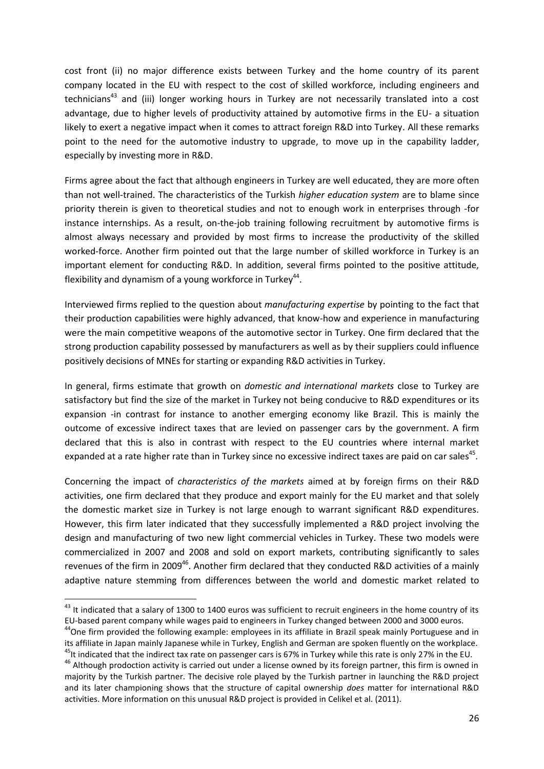cost front (ii) no major difference exists between Turkey and the home country of its parent company located in the EU with respect to the cost of skilled workforce, including engineers and technicians[43] and (iii) longer working hours in Turkey are not necessarily translated into a cost advantage, due to higher levels of productivity attained by automotive firms in the EU- a situation likely to exert a negative impact when it comes to attract foreign R&D into Turkey. All these remarks point to the need for the automotive industry to upgrade, to move up in the capability ladder, especially by investing more in R&D.

Firms agree about the fact that although engineers in Turkey are well educated, they are more often than not well-trained. The characteristics of the Turkish *higher education system* are to blame since priority therein is given to theoretical studies and not to enough work in enterprises through -for instance internships. As a result, on-the-job training following recruitment by automotive firms is almost always necessary and provided by most firms to increase the productivity of the skilled worked-force. Another firm pointed out that the large number of skilled workforce in Turkey is an important element for conducting R&D. In addition, several firms pointed to the positive attitude, flexibility and dynamism of a young workforce in Turkey[44].

Interviewed firms replied to the question about *manufacturing expertise* by pointing to the fact that their production capabilities were highly advanced, that know-how and experience in manufacturing were the main competitive weapons of the automotive sector in Turkey. One firm declared that the strong production capability possessed by manufacturers as well as by their suppliers could influence positively decisions of MNEs for starting or expanding R&D activities in Turkey.

In general, firms estimate that growth on *domestic and international markets* close to Turkey are satisfactory but find the size of the market in Turkey not being conducive to R&D expenditures or its expansion -in contrast for instance to another emerging economy like Brazil. This is mainly the outcome of excessive indirect taxes that are levied on passenger cars by the government. A firm declared that this is also in contrast with respect to the EU countries where internal market expanded at a rate higher rate than in Turkey since no excessive indirect taxes are paid on car sales[45].

Concerning the impact of *characteristics of the markets* aimed at by foreign firms on their R&D activities, one firm declared that they produce and export mainly for the EU market and that solely the domestic market size in Turkey is not large enough to warrant significant R&D expenditures. However, this firm later indicated that they successfully implemented a R&D project involving the design and manufacturing of two new light commercial vehicles in Turkey. These two models were commercialized in 2007 and 2008 and sold on export markets, contributing significantly to sales revenues of the firm in 2009[46]. Another firm declared that they conducted R&D activities of a mainly adaptive nature stemming from differences between the world and domestic market related to

---

[43] It indicated that a salary of 1300 to 1400 euros was sufficient to recruit engineers in the home country of its EU-based parent company while wages paid to engineers in Turkey changed between 2000 and 3000 euros.

[44] One firm provided the following example: employees in its affiliate in Brazil speak mainly Portuguese and in its affiliate in Japan mainly Japanese while in Turkey, English and German are spoken fluently on the workplace.

[45] It indicated that the indirect tax rate on passenger cars is 67% in Turkey while this rate is only 27% in the EU.

[46] Although prodoction activity is carried out under a license owned by its foreign partner, this firm is owned in majority by the Turkish partner. The decisive role played by the Turkish partner in launching the R&D project and its later championing shows that the structure of capital ownership *does* matter for international R&D activities. More information on this unusual R&D project is provided in Celikel et al. (2011).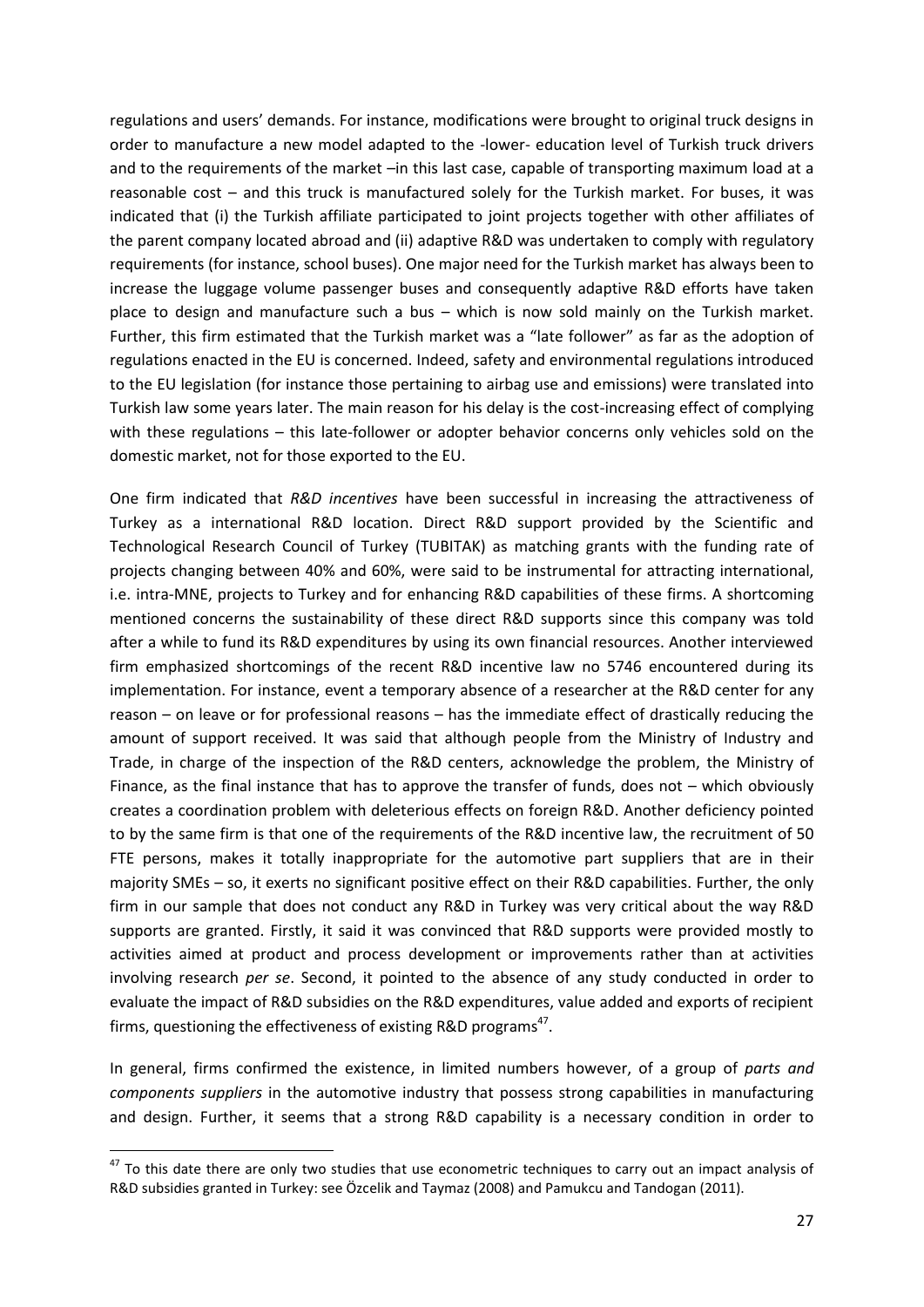regulations and users' demands. For instance, modifications were brought to original truck designs in order to manufacture a new model adapted to the -lower- education level of Turkish truck drivers and to the requirements of the market –in this last case, capable of transporting maximum load at a reasonable cost – and this truck is manufactured solely for the Turkish market. For buses, it was indicated that (i) the Turkish affiliate participated to joint projects together with other affiliates of the parent company located abroad and (ii) adaptive R&D was undertaken to comply with regulatory requirements (for instance, school buses). One major need for the Turkish market has always been to increase the luggage volume passenger buses and consequently adaptive R&D efforts have taken place to design and manufacture such a bus – which is now sold mainly on the Turkish market. Further, this firm estimated that the Turkish market was a "late follower" as far as the adoption of regulations enacted in the EU is concerned. Indeed, safety and environmental regulations introduced to the EU legislation (for instance those pertaining to airbag use and emissions) were translated into Turkish law some years later. The main reason for his delay is the cost-increasing effect of complying with these regulations – this late-follower or adopter behavior concerns only vehicles sold on the domestic market, not for those exported to the EU.

One firm indicated that *R&D incentives* have been successful in increasing the attractiveness of Turkey as a international R&D location. Direct R&D support provided by the Scientific and Technological Research Council of Turkey (TUBITAK) as matching grants with the funding rate of projects changing between 40% and 60%, were said to be instrumental for attracting international, i.e. intra-MNE, projects to Turkey and for enhancing R&D capabilities of these firms. A shortcoming mentioned concerns the sustainability of these direct R&D supports since this company was told after a while to fund its R&D expenditures by using its own financial resources. Another interviewed firm emphasized shortcomings of the recent R&D incentive law no 5746 encountered during its implementation. For instance, event a temporary absence of a researcher at the R&D center for any reason – on leave or for professional reasons – has the immediate effect of drastically reducing the amount of support received. It was said that although people from the Ministry of Industry and Trade, in charge of the inspection of the R&D centers, acknowledge the problem, the Ministry of Finance, as the final instance that has to approve the transfer of funds, does not – which obviously creates a coordination problem with deleterious effects on foreign R&D. Another deficiency pointed to by the same firm is that one of the requirements of the R&D incentive law, the recruitment of 50 FTE persons, makes it totally inappropriate for the automotive part suppliers that are in their majority SMEs – so, it exerts no significant positive effect on their R&D capabilities. Further, the only firm in our sample that does not conduct any R&D in Turkey was very critical about the way R&D supports are granted. Firstly, it said it was convinced that R&D supports were provided mostly to activities aimed at product and process development or improvements rather than at activities involving research *per se*. Second, it pointed to the absence of any study conducted in order to evaluate the impact of R&D subsidies on the R&D expenditures, value added and exports of recipient firms, questioning the effectiveness of existing R&D programs[47].

In general, firms confirmed the existence, in limited numbers however, of a group of *parts and components suppliers* in the automotive industry that possess strong capabilities in manufacturing and design. Further, it seems that a strong R&D capability is a necessary condition in order to

[47] To this date there are only two studies that use econometric techniques to carry out an impact analysis of R&D subsidies granted in Turkey: see Özcelik and Taymaz (2008) and Pamukcu and Tandogan (2011).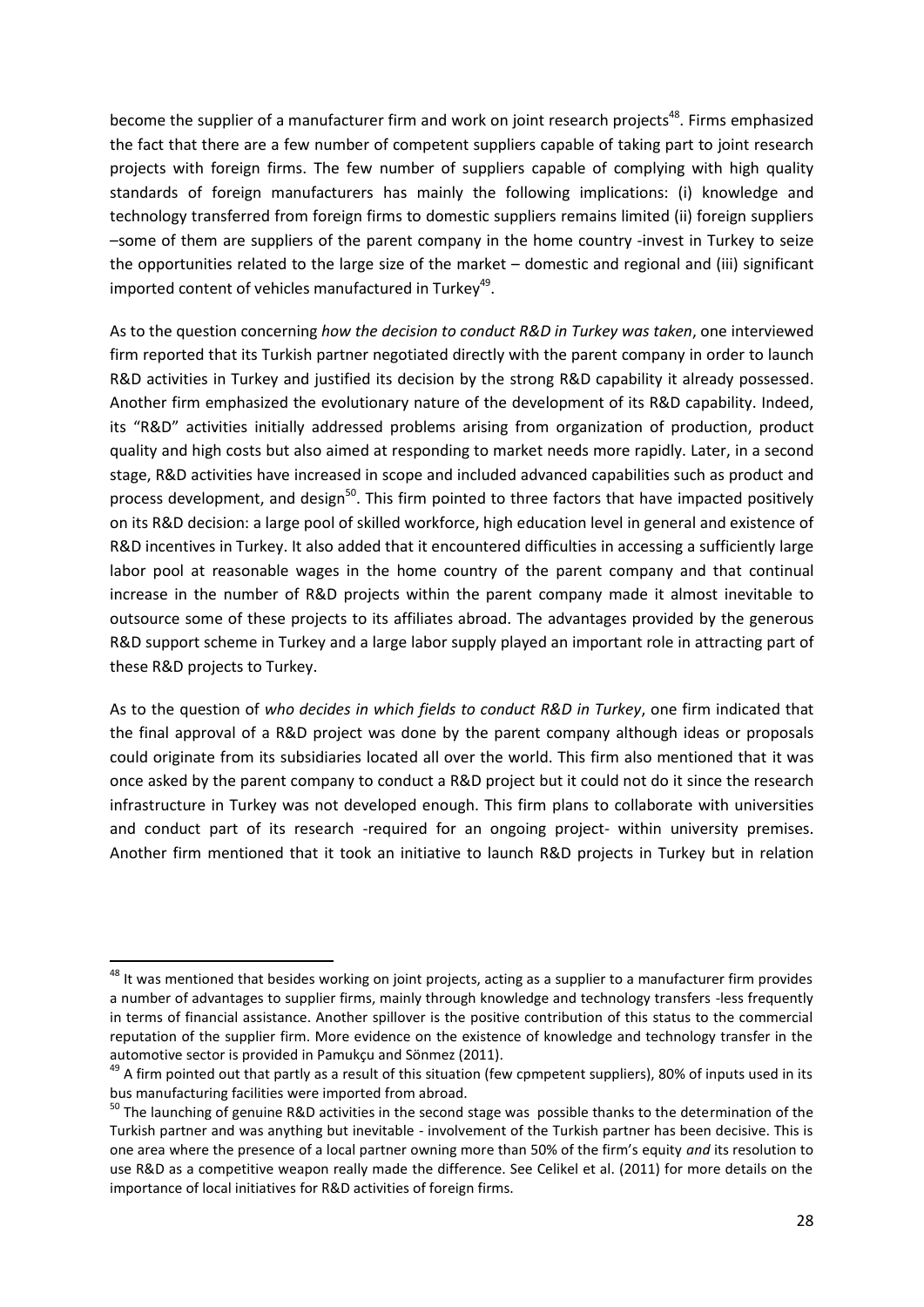become the supplier of a manufacturer firm and work on joint research projects[48]. Firms emphasized the fact that there are a few number of competent suppliers capable of taking part to joint research projects with foreign firms. The few number of suppliers capable of complying with high quality standards of foreign manufacturers has mainly the following implications: (i) knowledge and technology transferred from foreign firms to domestic suppliers remains limited (ii) foreign suppliers –some of them are suppliers of the parent company in the home country -invest in Turkey to seize the opportunities related to the large size of the market – domestic and regional and (iii) significant imported content of vehicles manufactured in Turkey[49].

As to the question concerning *how the decision to conduct R&D in Turkey was taken*, one interviewed firm reported that its Turkish partner negotiated directly with the parent company in order to launch R&D activities in Turkey and justified its decision by the strong R&D capability it already possessed. Another firm emphasized the evolutionary nature of the development of its R&D capability. Indeed, its "R&D" activities initially addressed problems arising from organization of production, product quality and high costs but also aimed at responding to market needs more rapidly. Later, in a second stage, R&D activities have increased in scope and included advanced capabilities such as product and process development, and design[50]. This firm pointed to three factors that have impacted positively on its R&D decision: a large pool of skilled workforce, high education level in general and existence of R&D incentives in Turkey. It also added that it encountered difficulties in accessing a sufficiently large labor pool at reasonable wages in the home country of the parent company and that continual increase in the number of R&D projects within the parent company made it almost inevitable to outsource some of these projects to its affiliates abroad. The advantages provided by the generous R&D support scheme in Turkey and a large labor supply played an important role in attracting part of these R&D projects to Turkey.

As to the question of *who decides in which fields to conduct R&D in Turkey*, one firm indicated that the final approval of a R&D project was done by the parent company although ideas or proposals could originate from its subsidiaries located all over the world. This firm also mentioned that it was once asked by the parent company to conduct a R&D project but it could not do it since the research infrastructure in Turkey was not developed enough. This firm plans to collaborate with universities and conduct part of its research -required for an ongoing project- within university premises. Another firm mentioned that it took an initiative to launch R&D projects in Turkey but in relation

---

[48] It was mentioned that besides working on joint projects, acting as a supplier to a manufacturer firm provides a number of advantages to supplier firms, mainly through knowledge and technology transfers -less frequently in terms of financial assistance. Another spillover is the positive contribution of this status to the commercial reputation of the supplier firm. More evidence on the existence of knowledge and technology transfer in the automotive sector is provided in Pamukçu and Sönmez (2011).

[49] A firm pointed out that partly as a result of this situation (few cpmpetent suppliers), 80% of inputs used in its bus manufacturing facilities were imported from abroad.

[50] The launching of genuine R&D activities in the second stage was possible thanks to the determination of the Turkish partner and was anything but inevitable - involvement of the Turkish partner has been decisive. This is one area where the presence of a local partner owning more than 50% of the firm's equity *and* its resolution to use R&D as a competitive weapon really made the difference. See Celikel et al. (2011) for more details on the importance of local initiatives for R&D activities of foreign firms.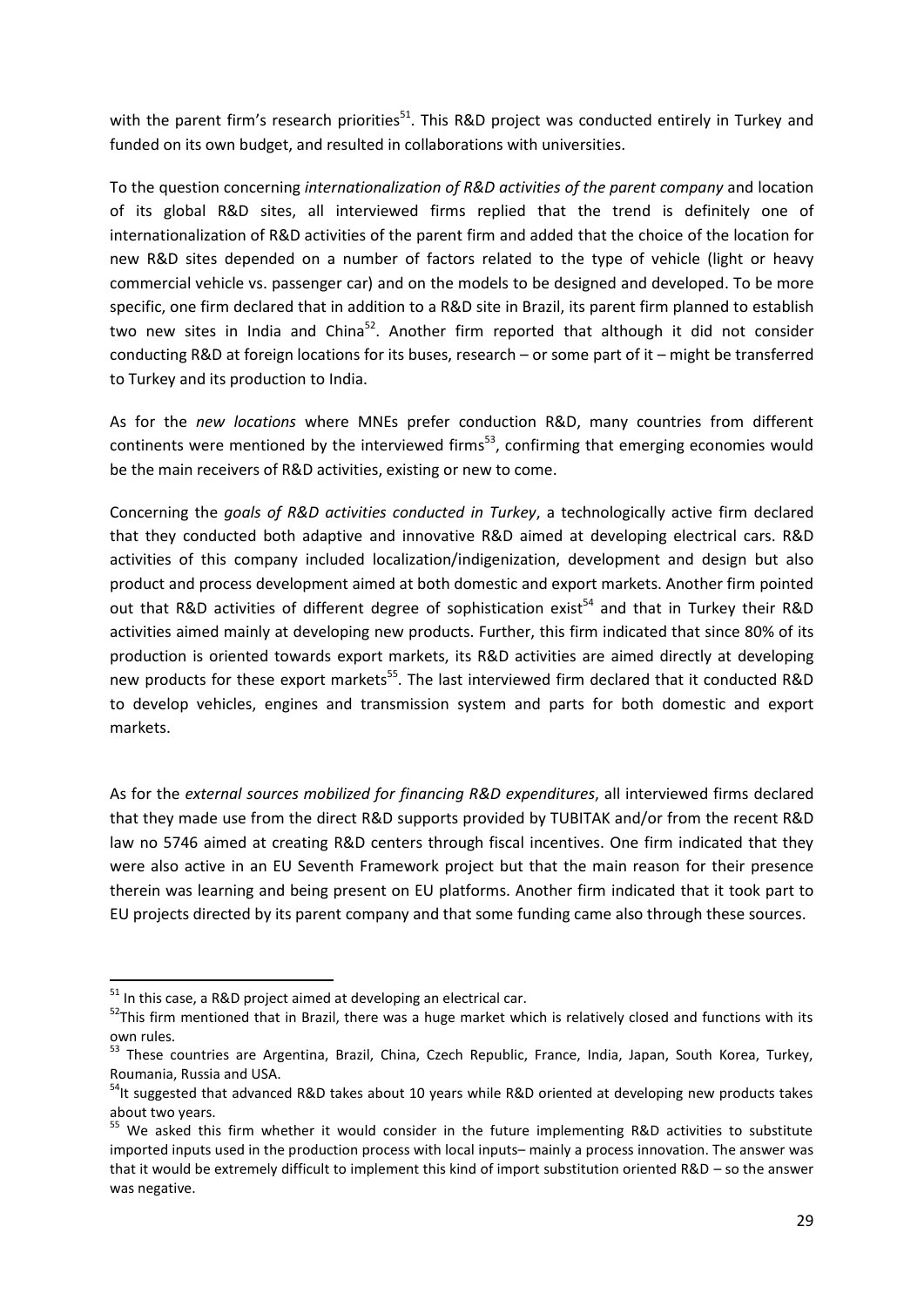with the parent firm's research priorities[51]. This R&D project was conducted entirely in Turkey and funded on its own budget, and resulted in collaborations with universities.

To the question concerning *internationalization of R&D activities of the parent company* and location of its global R&D sites, all interviewed firms replied that the trend is definitely one of internationalization of R&D activities of the parent firm and added that the choice of the location for new R&D sites depended on a number of factors related to the type of vehicle (light or heavy commercial vehicle vs. passenger car) and on the models to be designed and developed. To be more specific, one firm declared that in addition to a R&D site in Brazil, its parent firm planned to establish two new sites in India and China[52]. Another firm reported that although it did not consider conducting R&D at foreign locations for its buses, research – or some part of it – might be transferred to Turkey and its production to India.

As for the *new locations* where MNEs prefer conduction R&D, many countries from different continents were mentioned by the interviewed firms[53], confirming that emerging economies would be the main receivers of R&D activities, existing or new to come.

Concerning the *goals of R&D activities conducted in Turkey*, a technologically active firm declared that they conducted both adaptive and innovative R&D aimed at developing electrical cars. R&D activities of this company included localization/indigenization, development and design but also product and process development aimed at both domestic and export markets. Another firm pointed out that R&D activities of different degree of sophistication exist[54] and that in Turkey their R&D activities aimed mainly at developing new products. Further, this firm indicated that since 80% of its production is oriented towards export markets, its R&D activities are aimed directly at developing new products for these export markets[55]. The last interviewed firm declared that it conducted R&D to develop vehicles, engines and transmission system and parts for both domestic and export markets.

As for the *external sources mobilized for financing R&D expenditures*, all interviewed firms declared that they made use from the direct R&D supports provided by TUBITAK and/or from the recent R&D law no 5746 aimed at creating R&D centers through fiscal incentives. One firm indicated that they were also active in an EU Seventh Framework project but that the main reason for their presence therein was learning and being present on EU platforms. Another firm indicated that it took part to EU projects directed by its parent company and that some funding came also through these sources.

---

[51] In this case, a R&D project aimed at developing an electrical car.

[52] This firm mentioned that in Brazil, there was a huge market which is relatively closed and functions with its own rules.

[53] These countries are Argentina, Brazil, China, Czech Republic, France, India, Japan, South Korea, Turkey, Roumania, Russia and USA.

[54] It suggested that advanced R&D takes about 10 years while R&D oriented at developing new products takes about two years.

[55] We asked this firm whether it would consider in the future implementing R&D activities to substitute imported inputs used in the production process with local inputs– mainly a process innovation. The answer was that it would be extremely difficult to implement this kind of import substitution oriented R&D – so the answer was negative.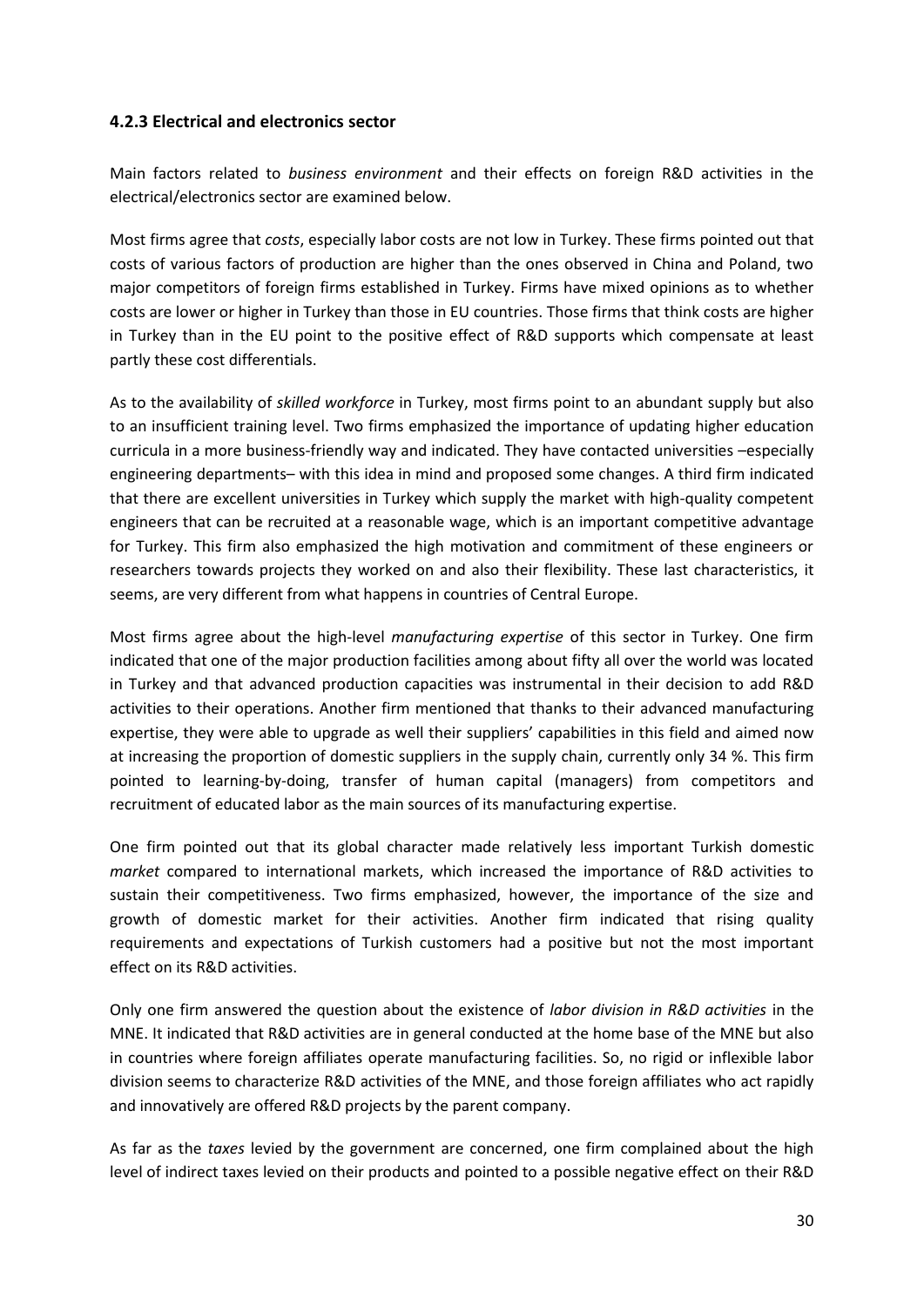### 4.2.3 Electrical and electronics sector

Main factors related to *business environment* and their effects on foreign R&D activities in the electrical/electronics sector are examined below.

Most firms agree that *costs*, especially labor costs are not low in Turkey. These firms pointed out that costs of various factors of production are higher than the ones observed in China and Poland, two major competitors of foreign firms established in Turkey. Firms have mixed opinions as to whether costs are lower or higher in Turkey than those in EU countries. Those firms that think costs are higher in Turkey than in the EU point to the positive effect of R&D supports which compensate at least partly these cost differentials.

As to the availability of *skilled workforce* in Turkey, most firms point to an abundant supply but also to an insufficient training level. Two firms emphasized the importance of updating higher education curricula in a more business-friendly way and indicated. They have contacted universities –especially engineering departments– with this idea in mind and proposed some changes. A third firm indicated that there are excellent universities in Turkey which supply the market with high-quality competent engineers that can be recruited at a reasonable wage, which is an important competitive advantage for Turkey. This firm also emphasized the high motivation and commitment of these engineers or researchers towards projects they worked on and also their flexibility. These last characteristics, it seems, are very different from what happens in countries of Central Europe.

Most firms agree about the high-level *manufacturing expertise* of this sector in Turkey. One firm indicated that one of the major production facilities among about fifty all over the world was located in Turkey and that advanced production capacities was instrumental in their decision to add R&D activities to their operations. Another firm mentioned that thanks to their advanced manufacturing expertise, they were able to upgrade as well their suppliers' capabilities in this field and aimed now at increasing the proportion of domestic suppliers in the supply chain, currently only 34 %. This firm pointed to learning-by-doing, transfer of human capital (managers) from competitors and recruitment of educated labor as the main sources of its manufacturing expertise.

One firm pointed out that its global character made relatively less important Turkish domestic *market* compared to international markets, which increased the importance of R&D activities to sustain their competitiveness. Two firms emphasized, however, the importance of the size and growth of domestic market for their activities. Another firm indicated that rising quality requirements and expectations of Turkish customers had a positive but not the most important effect on its R&D activities.

Only one firm answered the question about the existence of *labor division in R&D activities* in the MNE. It indicated that R&D activities are in general conducted at the home base of the MNE but also in countries where foreign affiliates operate manufacturing facilities. So, no rigid or inflexible labor division seems to characterize R&D activities of the MNE, and those foreign affiliates who act rapidly and innovatively are offered R&D projects by the parent company.

As far as the *taxes* levied by the government are concerned, one firm complained about the high level of indirect taxes levied on their products and pointed to a possible negative effect on their R&D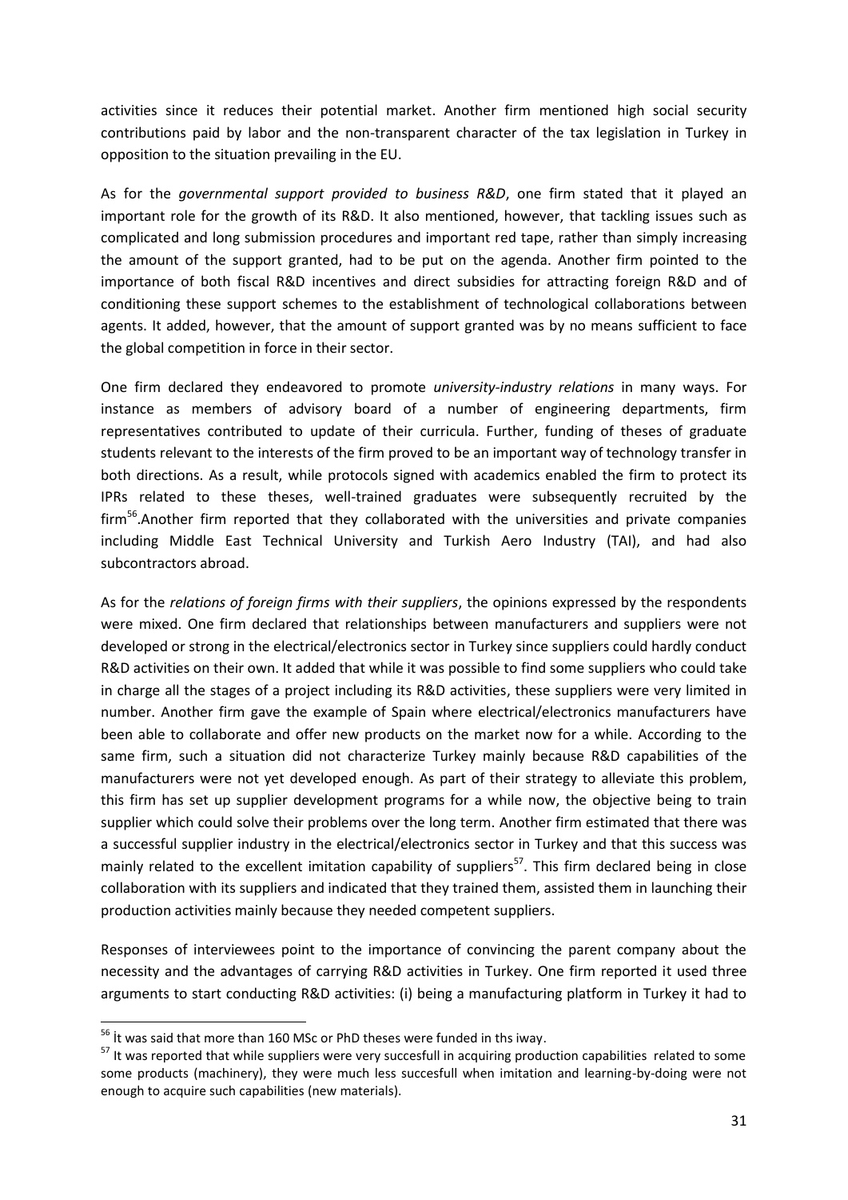activities since it reduces their potential market. Another firm mentioned high social security contributions paid by labor and the non-transparent character of the tax legislation in Turkey in opposition to the situation prevailing in the EU.

As for the *governmental support provided to business R&D*, one firm stated that it played an important role for the growth of its R&D. It also mentioned, however, that tackling issues such as complicated and long submission procedures and important red tape, rather than simply increasing the amount of the support granted, had to be put on the agenda. Another firm pointed to the importance of both fiscal R&D incentives and direct subsidies for attracting foreign R&D and of conditioning these support schemes to the establishment of technological collaborations between agents. It added, however, that the amount of support granted was by no means sufficient to face the global competition in force in their sector.

One firm declared they endeavored to promote *university-industry relations* in many ways. For instance as members of advisory board of a number of engineering departments, firm representatives contributed to update of their curricula. Further, funding of theses of graduate students relevant to the interests of the firm proved to be an important way of technology transfer in both directions. As a result, while protocols signed with academics enabled the firm to protect its IPRs related to these theses, well-trained graduates were subsequently recruited by the firm[56].Another firm reported that they collaborated with the universities and private companies including Middle East Technical University and Turkish Aero Industry (TAI), and had also subcontractors abroad.

As for the *relations of foreign firms with their suppliers*, the opinions expressed by the respondents were mixed. One firm declared that relationships between manufacturers and suppliers were not developed or strong in the electrical/electronics sector in Turkey since suppliers could hardly conduct R&D activities on their own. It added that while it was possible to find some suppliers who could take in charge all the stages of a project including its R&D activities, these suppliers were very limited in number. Another firm gave the example of Spain where electrical/electronics manufacturers have been able to collaborate and offer new products on the market now for a while. According to the same firm, such a situation did not characterize Turkey mainly because R&D capabilities of the manufacturers were not yet developed enough. As part of their strategy to alleviate this problem, this firm has set up supplier development programs for a while now, the objective being to train supplier which could solve their problems over the long term. Another firm estimated that there was a successful supplier industry in the electrical/electronics sector in Turkey and that this success was mainly related to the excellent imitation capability of suppliers[57]. This firm declared being in close collaboration with its suppliers and indicated that they trained them, assisted them in launching their production activities mainly because they needed competent suppliers.

Responses of interviewees point to the importance of convincing the parent company about the necessity and the advantages of carrying R&D activities in Turkey. One firm reported it used three arguments to start conducting R&D activities: (i) being a manufacturing platform in Turkey it had to

---

[56] İt was said that more than 160 MSc or PhD theses were funded in ths iway.

[57] It was reported that while suppliers were very succesfull in acquiring production capabilities related to some some products (machinery), they were much less succesfull when imitation and learning-by-doing were not enough to acquire such capabilities (new materials).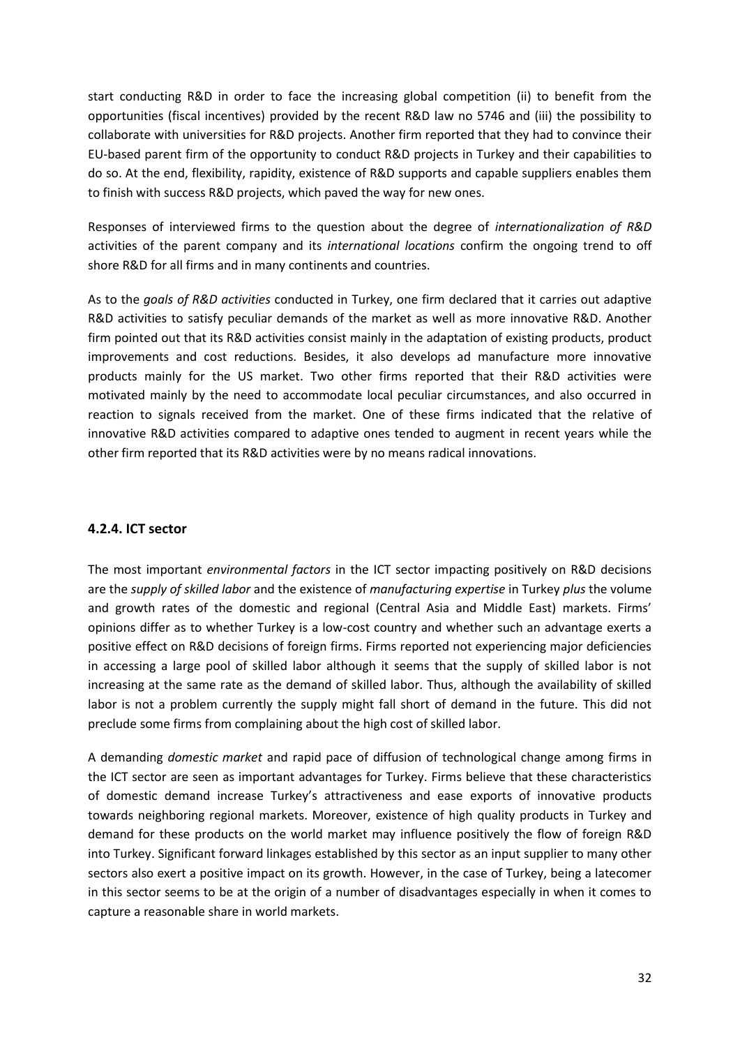start conducting R&D in order to face the increasing global competition (ii) to benefit from the opportunities (fiscal incentives) provided by the recent R&D law no 5746 and (iii) the possibility to collaborate with universities for R&D projects. Another firm reported that they had to convince their EU-based parent firm of the opportunity to conduct R&D projects in Turkey and their capabilities to do so. At the end, flexibility, rapidity, existence of R&D supports and capable suppliers enables them to finish with success R&D projects, which paved the way for new ones.

Responses of interviewed firms to the question about the degree of *internationalization of R&D* activities of the parent company and its *international locations* confirm the ongoing trend to off shore R&D for all firms and in many continents and countries.

As to the *goals of R&D activities* conducted in Turkey, one firm declared that it carries out adaptive R&D activities to satisfy peculiar demands of the market as well as more innovative R&D. Another firm pointed out that its R&D activities consist mainly in the adaptation of existing products, product improvements and cost reductions. Besides, it also develops ad manufacture more innovative products mainly for the US market. Two other firms reported that their R&D activities were motivated mainly by the need to accommodate local peculiar circumstances, and also occurred in reaction to signals received from the market. One of these firms indicated that the relative of innovative R&D activities compared to adaptive ones tended to augment in recent years while the other firm reported that its R&D activities were by no means radical innovations.

### 4.2.4. ICT sector

The most important *environmental factors* in the ICT sector impacting positively on R&D decisions are the *supply of skilled labor* and the existence of *manufacturing expertise* in Turkey *plus* the volume and growth rates of the domestic and regional (Central Asia and Middle East) markets. Firms' opinions differ as to whether Turkey is a low-cost country and whether such an advantage exerts a positive effect on R&D decisions of foreign firms. Firms reported not experiencing major deficiencies in accessing a large pool of skilled labor although it seems that the supply of skilled labor is not increasing at the same rate as the demand of skilled labor. Thus, although the availability of skilled labor is not a problem currently the supply might fall short of demand in the future. This did not preclude some firms from complaining about the high cost of skilled labor.

A demanding *domestic market* and rapid pace of diffusion of technological change among firms in the ICT sector are seen as important advantages for Turkey. Firms believe that these characteristics of domestic demand increase Turkey's attractiveness and ease exports of innovative products towards neighboring regional markets. Moreover, existence of high quality products in Turkey and demand for these products on the world market may influence positively the flow of foreign R&D into Turkey. Significant forward linkages established by this sector as an input supplier to many other sectors also exert a positive impact on its growth. However, in the case of Turkey, being a latecomer in this sector seems to be at the origin of a number of disadvantages especially in when it comes to capture a reasonable share in world markets.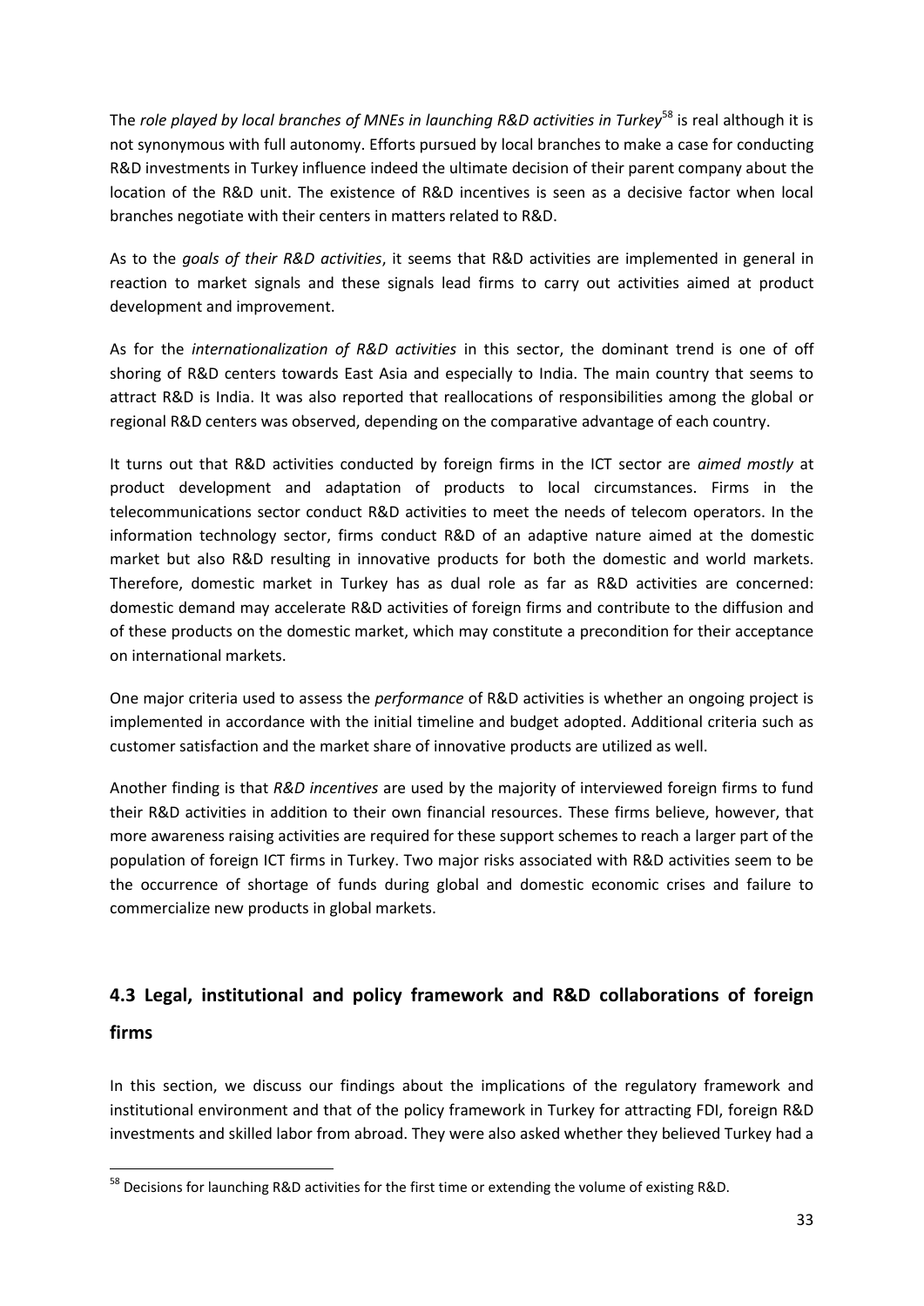The *role played by local branches of MNEs in launching R&D activities in Turkey*[58] is real although it is not synonymous with full autonomy. Efforts pursued by local branches to make a case for conducting R&D investments in Turkey influence indeed the ultimate decision of their parent company about the location of the R&D unit. The existence of R&D incentives is seen as a decisive factor when local branches negotiate with their centers in matters related to R&D.

As to the *goals of their R&D activities*, it seems that R&D activities are implemented in general in reaction to market signals and these signals lead firms to carry out activities aimed at product development and improvement.

As for the *internationalization of R&D activities* in this sector, the dominant trend is one of off shoring of R&D centers towards East Asia and especially to India. The main country that seems to attract R&D is India. It was also reported that reallocations of responsibilities among the global or regional R&D centers was observed, depending on the comparative advantage of each country.

It turns out that R&D activities conducted by foreign firms in the ICT sector are *aimed mostly* at product development and adaptation of products to local circumstances. Firms in the telecommunications sector conduct R&D activities to meet the needs of telecom operators. In the information technology sector, firms conduct R&D of an adaptive nature aimed at the domestic market but also R&D resulting in innovative products for both the domestic and world markets. Therefore, domestic market in Turkey has as dual role as far as R&D activities are concerned: domestic demand may accelerate R&D activities of foreign firms and contribute to the diffusion and of these products on the domestic market, which may constitute a precondition for their acceptance on international markets.

One major criteria used to assess the *performance* of R&D activities is whether an ongoing project is implemented in accordance with the initial timeline and budget adopted. Additional criteria such as customer satisfaction and the market share of innovative products are utilized as well.

Another finding is that *R&D incentives* are used by the majority of interviewed foreign firms to fund their R&D activities in addition to their own financial resources. These firms believe, however, that more awareness raising activities are required for these support schemes to reach a larger part of the population of foreign ICT firms in Turkey. Two major risks associated with R&D activities seem to be the occurrence of shortage of funds during global and domestic economic crises and failure to commercialize new products in global markets.

## 4.3 Legal, institutional and policy framework and R&D collaborations of foreign firms

In this section, we discuss our findings about the implications of the regulatory framework and institutional environment and that of the policy framework in Turkey for attracting FDI, foreign R&D investments and skilled labor from abroad. They were also asked whether they believed Turkey had a

[58] Decisions for launching R&D activities for the first time or extending the volume of existing R&D.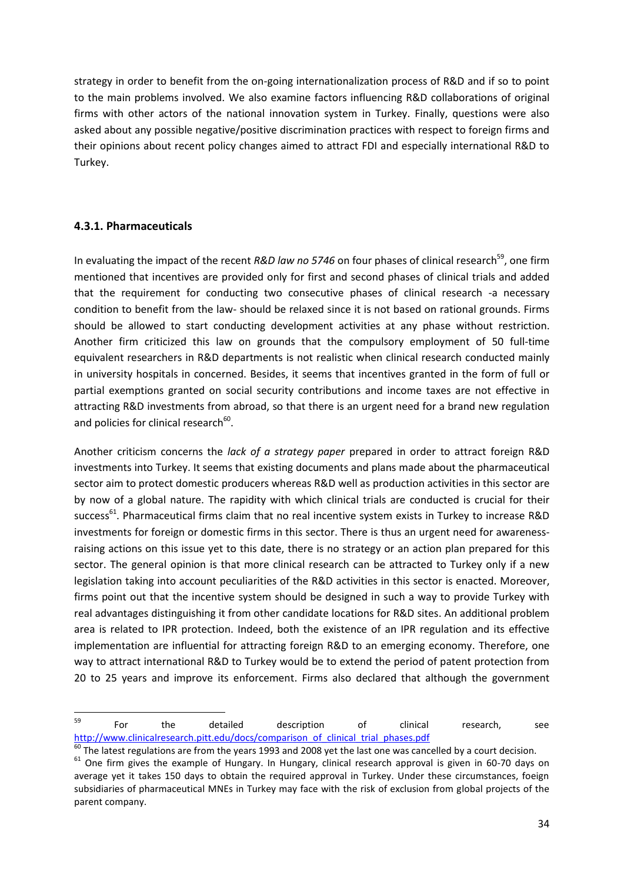strategy in order to benefit from the on-going internationalization process of R&D and if so to point to the main problems involved. We also examine factors influencing R&D collaborations of original firms with other actors of the national innovation system in Turkey. Finally, questions were also asked about any possible negative/positive discrimination practices with respect to foreign firms and their opinions about recent policy changes aimed to attract FDI and especially international R&D to Turkey.

### 4.3.1. Pharmaceuticals

In evaluating the impact of the recent *R&D law no 5746* on four phases of clinical research[59], one firm mentioned that incentives are provided only for first and second phases of clinical trials and added that the requirement for conducting two consecutive phases of clinical research -a necessary condition to benefit from the law- should be relaxed since it is not based on rational grounds. Firms should be allowed to start conducting development activities at any phase without restriction. Another firm criticized this law on grounds that the compulsory employment of 50 full-time equivalent researchers in R&D departments is not realistic when clinical research conducted mainly in university hospitals in concerned. Besides, it seems that incentives granted in the form of full or partial exemptions granted on social security contributions and income taxes are not effective in attracting R&D investments from abroad, so that there is an urgent need for a brand new regulation and policies for clinical research[60].

Another criticism concerns the *lack of a strategy paper* prepared in order to attract foreign R&D investments into Turkey. It seems that existing documents and plans made about the pharmaceutical sector aim to protect domestic producers whereas R&D well as production activities in this sector are by now of a global nature. The rapidity with which clinical trials are conducted is crucial for their success[61]. Pharmaceutical firms claim that no real incentive system exists in Turkey to increase R&D investments for foreign or domestic firms in this sector. There is thus an urgent need for awareness-raising actions on this issue yet to this date, there is no strategy or an action plan prepared for this sector. The general opinion is that more clinical research can be attracted to Turkey only if a new legislation taking into account peculiarities of the R&D activities in this sector is enacted. Moreover, firms point out that the incentive system should be designed in such a way to provide Turkey with real advantages distinguishing it from other candidate locations for R&D sites. An additional problem area is related to IPR protection. Indeed, both the existence of an IPR regulation and its effective implementation are influential for attracting foreign R&D to an emerging economy. Therefore, one way to attract international R&D to Turkey would be to extend the period of patent protection from 20 to 25 years and improve its enforcement. Firms also declared that although the government

---

[59] For the detailed description of clinical research, see http://www.clinicalresearch.pitt.edu/docs/comparison_of_clinical_trial_phases.pdf

[60] The latest regulations are from the years 1993 and 2008 yet the last one was cancelled by a court decision.

[61] One firm gives the example of Hungary. In Hungary, clinical research approval is given in 60-70 days on average yet it takes 150 days to obtain the required approval in Turkey. Under these circumstances, foreign subsidiaries of pharmaceutical MNEs in Turkey may face with the risk of exclusion from global projects of the parent company.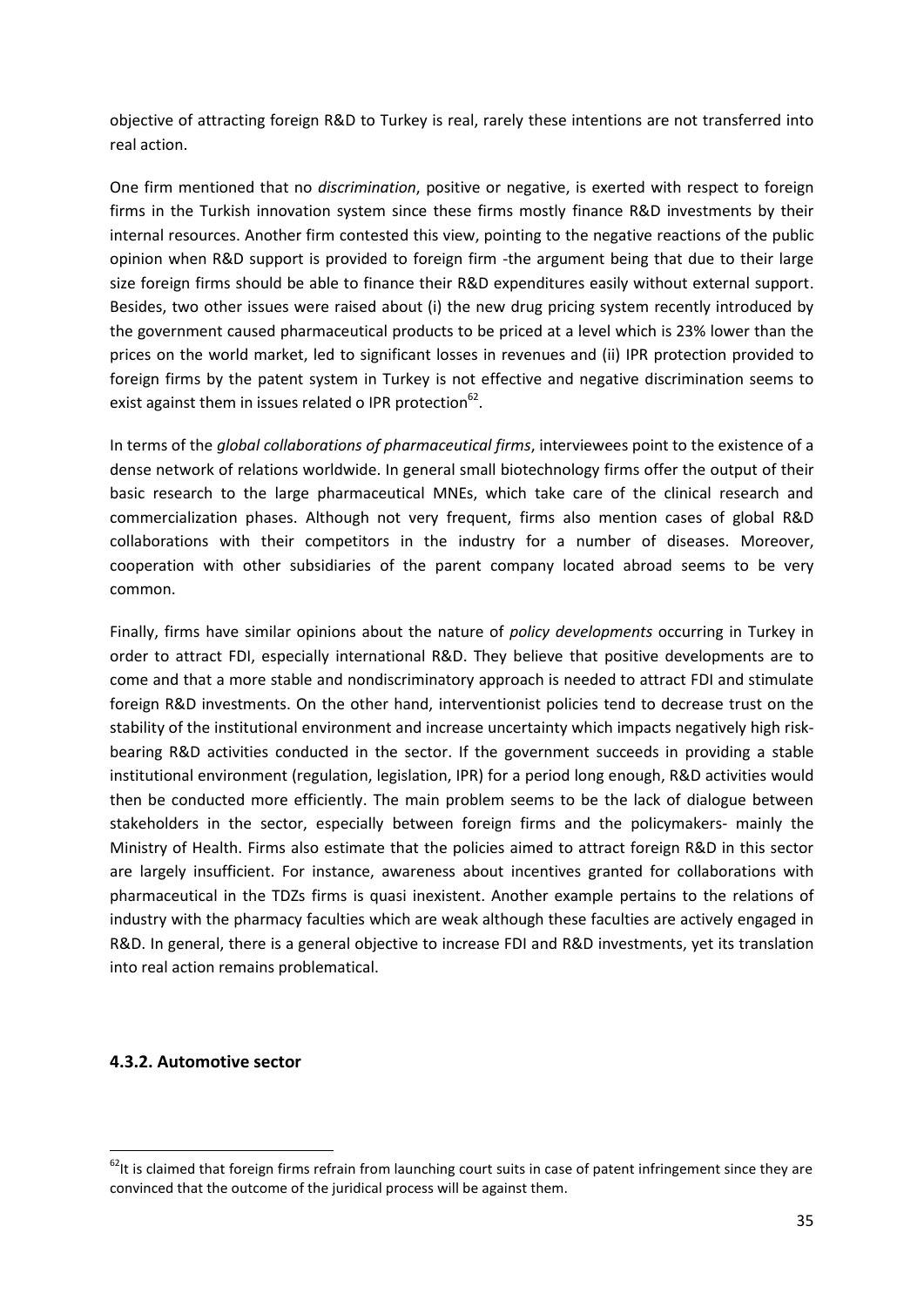objective of attracting foreign R&D to Turkey is real, rarely these intentions are not transferred into real action.

One firm mentioned that no *discrimination*, positive or negative, is exerted with respect to foreign firms in the Turkish innovation system since these firms mostly finance R&D investments by their internal resources. Another firm contested this view, pointing to the negative reactions of the public opinion when R&D support is provided to foreign firm -the argument being that due to their large size foreign firms should be able to finance their R&D expenditures easily without external support. Besides, two other issues were raised about (i) the new drug pricing system recently introduced by the government caused pharmaceutical products to be priced at a level which is 23% lower than the prices on the world market, led to significant losses in revenues and (ii) IPR protection provided to foreign firms by the patent system in Turkey is not effective and negative discrimination seems to exist against them in issues related o IPR protection[62].

In terms of the *global collaborations of pharmaceutical firms*, interviewees point to the existence of a dense network of relations worldwide. In general small biotechnology firms offer the output of their basic research to the large pharmaceutical MNEs, which take care of the clinical research and commercialization phases. Although not very frequent, firms also mention cases of global R&D collaborations with their competitors in the industry for a number of diseases. Moreover, cooperation with other subsidiaries of the parent company located abroad seems to be very common.

Finally, firms have similar opinions about the nature of *policy developments* occurring in Turkey in order to attract FDI, especially international R&D. They believe that positive developments are to come and that a more stable and nondiscriminatory approach is needed to attract FDI and stimulate foreign R&D investments. On the other hand, interventionist policies tend to decrease trust on the stability of the institutional environment and increase uncertainty which impacts negatively high risk-bearing R&D activities conducted in the sector. If the government succeeds in providing a stable institutional environment (regulation, legislation, IPR) for a period long enough, R&D activities would then be conducted more efficiently. The main problem seems to be the lack of dialogue between stakeholders in the sector, especially between foreign firms and the policymakers- mainly the Ministry of Health. Firms also estimate that the policies aimed to attract foreign R&D in this sector are largely insufficient. For instance, awareness about incentives granted for collaborations with pharmaceutical in the TDZs firms is quasi inexistent. Another example pertains to the relations of industry with the pharmacy faculties which are weak although these faculties are actively engaged in R&D. In general, there is a general objective to increase FDI and R&D investments, yet its translation into real action remains problematical.

### 4.3.2. Automotive sector

[62] It is claimed that foreign firms refrain from launching court suits in case of patent infringement since they are convinced that the outcome of the juridical process will be against them.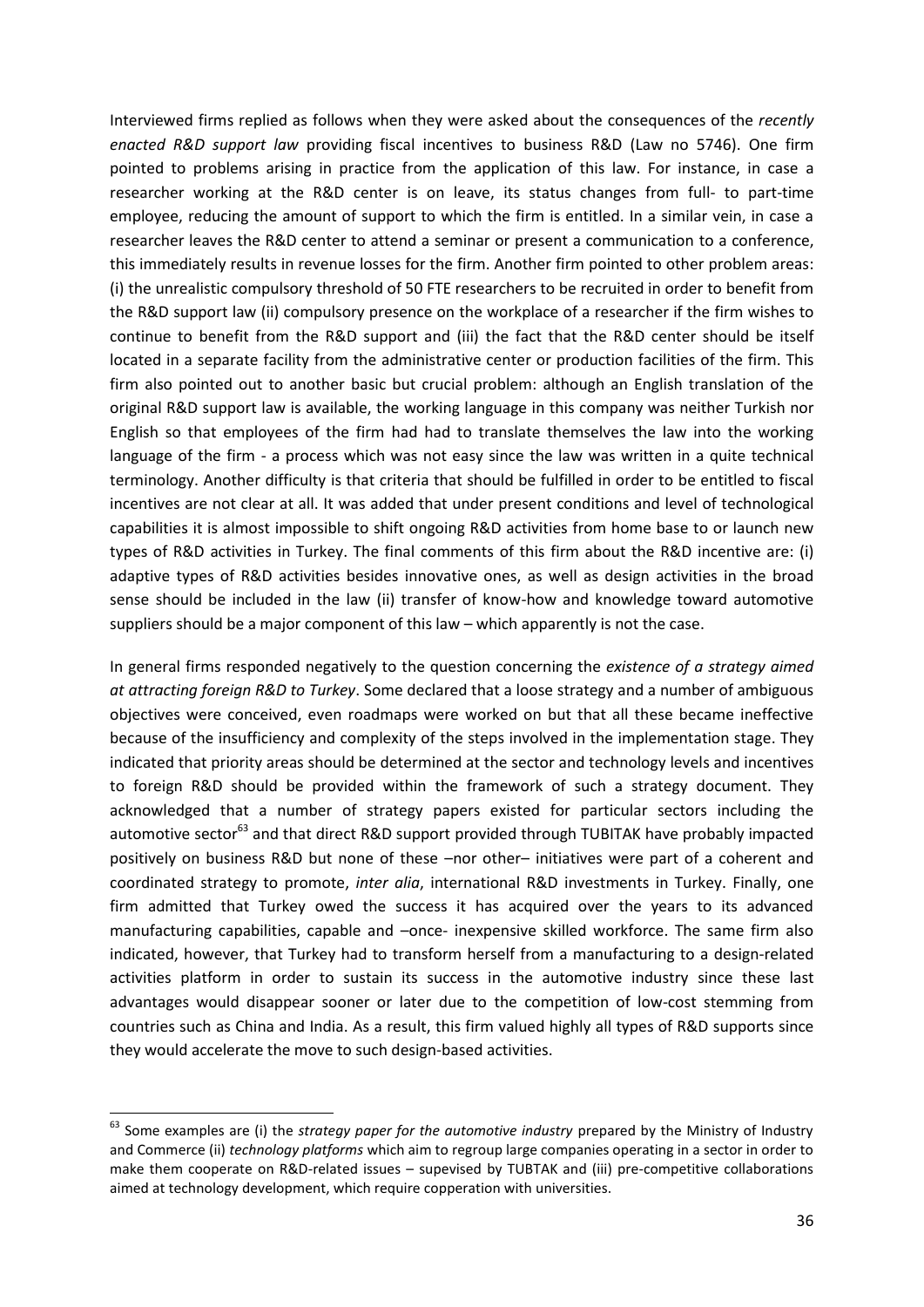Interviewed firms replied as follows when they were asked about the consequences of the *recently enacted R&D support law* providing fiscal incentives to business R&D (Law no 5746). One firm pointed to problems arising in practice from the application of this law. For instance, in case a researcher working at the R&D center is on leave, its status changes from full- to part-time employee, reducing the amount of support to which the firm is entitled. In a similar vein, in case a researcher leaves the R&D center to attend a seminar or present a communication to a conference, this immediately results in revenue losses for the firm. Another firm pointed to other problem areas: (i) the unrealistic compulsory threshold of 50 FTE researchers to be recruited in order to benefit from the R&D support law (ii) compulsory presence on the workplace of a researcher if the firm wishes to continue to benefit from the R&D support and (iii) the fact that the R&D center should be itself located in a separate facility from the administrative center or production facilities of the firm. This firm also pointed out to another basic but crucial problem: although an English translation of the original R&D support law is available, the working language in this company was neither Turkish nor English so that employees of the firm had had to translate themselves the law into the working language of the firm - a process which was not easy since the law was written in a quite technical terminology. Another difficulty is that criteria that should be fulfilled in order to be entitled to fiscal incentives are not clear at all. It was added that under present conditions and level of technological capabilities it is almost impossible to shift ongoing R&D activities from home base to or launch new types of R&D activities in Turkey. The final comments of this firm about the R&D incentive are: (i) adaptive types of R&D activities besides innovative ones, as well as design activities in the broad sense should be included in the law (ii) transfer of know-how and knowledge toward automotive suppliers should be a major component of this law – which apparently is not the case.

In general firms responded negatively to the question concerning the *existence of a strategy aimed at attracting foreign R&D to Turkey*. Some declared that a loose strategy and a number of ambiguous objectives were conceived, even roadmaps were worked on but that all these became ineffective because of the insufficiency and complexity of the steps involved in the implementation stage. They indicated that priority areas should be determined at the sector and technology levels and incentives to foreign R&D should be provided within the framework of such a strategy document. They acknowledged that a number of strategy papers existed for particular sectors including the automotive sector[63] and that direct R&D support provided through TUBITAK have probably impacted positively on business R&D but none of these –nor other– initiatives were part of a coherent and coordinated strategy to promote, *inter alia*, international R&D investments in Turkey. Finally, one firm admitted that Turkey owed the success it has acquired over the years to its advanced manufacturing capabilities, capable and –once- inexpensive skilled workforce. The same firm also indicated, however, that Turkey had to transform herself from a manufacturing to a design-related activities platform in order to sustain its success in the automotive industry since these last advantages would disappear sooner or later due to the competition of low-cost stemming from countries such as China and India. As a result, this firm valued highly all types of R&D supports since they would accelerate the move to such design-based activities.

[63] Some examples are (i) the *strategy paper for the automotive industry* prepared by the Ministry of Industry and Commerce (ii) *technology platforms* which aim to regroup large companies operating in a sector in order to make them cooperate on R&D-related issues – supevised by TUBTAK and (iii) pre-competitive collaborations aimed at technology development, which require copperation with universities.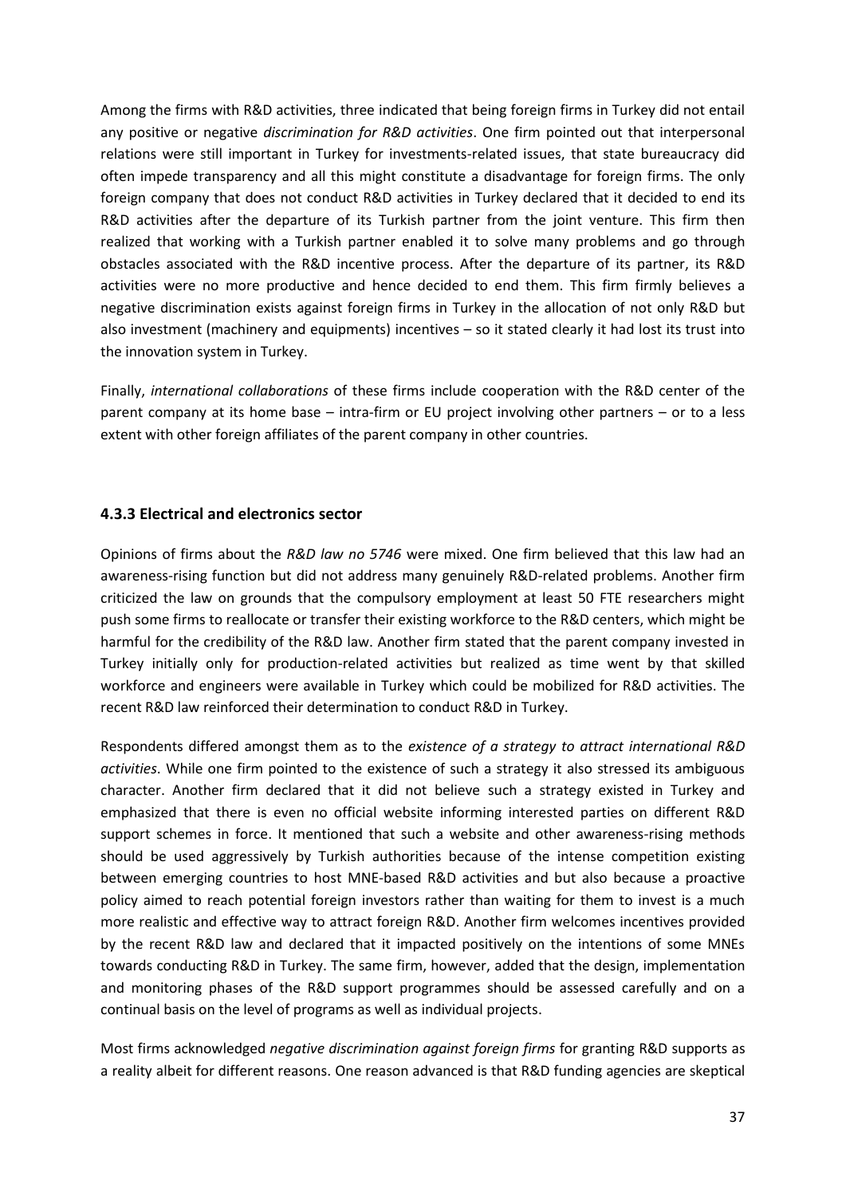Among the firms with R&D activities, three indicated that being foreign firms in Turkey did not entail any positive or negative *discrimination for R&D activities*. One firm pointed out that interpersonal relations were still important in Turkey for investments-related issues, that state bureaucracy did often impede transparency and all this might constitute a disadvantage for foreign firms. The only foreign company that does not conduct R&D activities in Turkey declared that it decided to end its R&D activities after the departure of its Turkish partner from the joint venture. This firm then realized that working with a Turkish partner enabled it to solve many problems and go through obstacles associated with the R&D incentive process. After the departure of its partner, its R&D activities were no more productive and hence decided to end them. This firm firmly believes a negative discrimination exists against foreign firms in Turkey in the allocation of not only R&D but also investment (machinery and equipments) incentives – so it stated clearly it had lost its trust into the innovation system in Turkey.

Finally, *international collaborations* of these firms include cooperation with the R&D center of the parent company at its home base – intra-firm or EU project involving other partners – or to a less extent with other foreign affiliates of the parent company in other countries.

### 4.3.3 Electrical and electronics sector

Opinions of firms about the *R&D law no 5746* were mixed. One firm believed that this law had an awareness-rising function but did not address many genuinely R&D-related problems. Another firm criticized the law on grounds that the compulsory employment at least 50 FTE researchers might push some firms to reallocate or transfer their existing workforce to the R&D centers, which might be harmful for the credibility of the R&D law. Another firm stated that the parent company invested in Turkey initially only for production-related activities but realized as time went by that skilled workforce and engineers were available in Turkey which could be mobilized for R&D activities. The recent R&D law reinforced their determination to conduct R&D in Turkey.

Respondents differed amongst them as to the *existence of a strategy to attract international R&D activities*. While one firm pointed to the existence of such a strategy it also stressed its ambiguous character. Another firm declared that it did not believe such a strategy existed in Turkey and emphasized that there is even no official website informing interested parties on different R&D support schemes in force. It mentioned that such a website and other awareness-rising methods should be used aggressively by Turkish authorities because of the intense competition existing between emerging countries to host MNE-based R&D activities and but also because a proactive policy aimed to reach potential foreign investors rather than waiting for them to invest is a much more realistic and effective way to attract foreign R&D. Another firm welcomes incentives provided by the recent R&D law and declared that it impacted positively on the intentions of some MNEs towards conducting R&D in Turkey. The same firm, however, added that the design, implementation and monitoring phases of the R&D support programmes should be assessed carefully and on a continual basis on the level of programs as well as individual projects.

Most firms acknowledged *negative discrimination against foreign firms* for granting R&D supports as a reality albeit for different reasons. One reason advanced is that R&D funding agencies are skeptical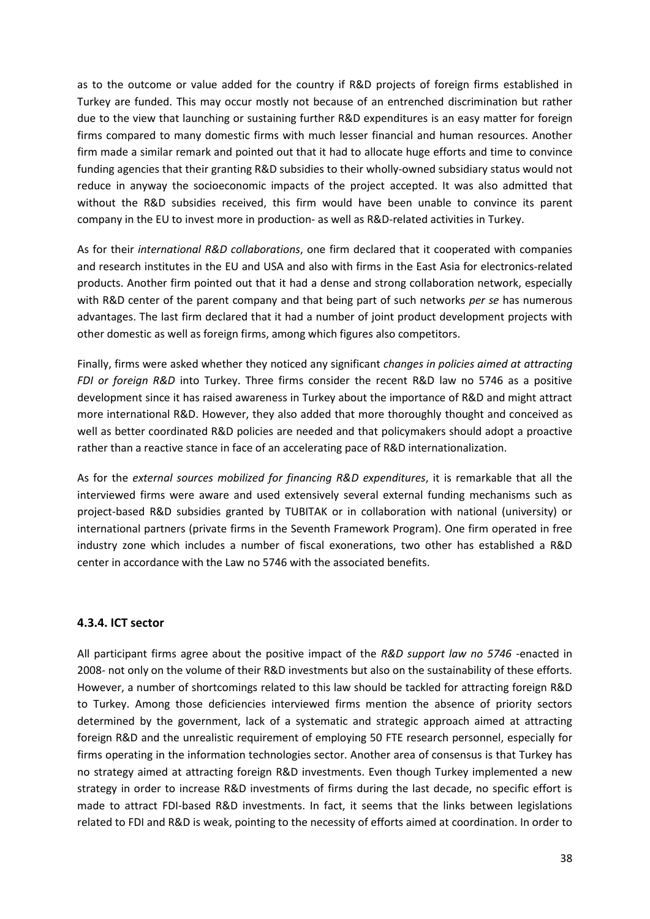as to the outcome or value added for the country if R&D projects of foreign firms established in Turkey are funded. This may occur mostly not because of an entrenched discrimination but rather due to the view that launching or sustaining further R&D expenditures is an easy matter for foreign firms compared to many domestic firms with much lesser financial and human resources. Another firm made a similar remark and pointed out that it had to allocate huge efforts and time to convince funding agencies that their granting R&D subsidies to their wholly-owned subsidiary status would not reduce in anyway the socioeconomic impacts of the project accepted. It was also admitted that without the R&D subsidies received, this firm would have been unable to convince its parent company in the EU to invest more in production- as well as R&D-related activities in Turkey.

As for their *international R&D collaborations*, one firm declared that it cooperated with companies and research institutes in the EU and USA and also with firms in the East Asia for electronics-related products. Another firm pointed out that it had a dense and strong collaboration network, especially with R&D center of the parent company and that being part of such networks *per se* has numerous advantages. The last firm declared that it had a number of joint product development projects with other domestic as well as foreign firms, among which figures also competitors.

Finally, firms were asked whether they noticed any significant *changes in policies aimed at attracting FDI or foreign R&D* into Turkey. Three firms consider the recent R&D law no 5746 as a positive development since it has raised awareness in Turkey about the importance of R&D and might attract more international R&D. However, they also added that more thoroughly thought and conceived as well as better coordinated R&D policies are needed and that policymakers should adopt a proactive rather than a reactive stance in face of an accelerating pace of R&D internationalization.

As for the *external sources mobilized for financing R&D expenditures*, it is remarkable that all the interviewed firms were aware and used extensively several external funding mechanisms such as project-based R&D subsidies granted by TUBITAK or in collaboration with national (university) or international partners (private firms in the Seventh Framework Program). One firm operated in free industry zone which includes a number of fiscal exonerations, two other has established a R&D center in accordance with the Law no 5746 with the associated benefits.

### 4.3.4. ICT sector

All participant firms agree about the positive impact of the *R&D support law no 5746* -enacted in 2008- not only on the volume of their R&D investments but also on the sustainability of these efforts. However, a number of shortcomings related to this law should be tackled for attracting foreign R&D to Turkey. Among those deficiencies interviewed firms mention the absence of priority sectors determined by the government, lack of a systematic and strategic approach aimed at attracting foreign R&D and the unrealistic requirement of employing 50 FTE research personnel, especially for firms operating in the information technologies sector. Another area of consensus is that Turkey has no strategy aimed at attracting foreign R&D investments. Even though Turkey implemented a new strategy in order to increase R&D investments of firms during the last decade, no specific effort is made to attract FDI-based R&D investments. In fact, it seems that the links between legislations related to FDI and R&D is weak, pointing to the necessity of efforts aimed at coordination. In order to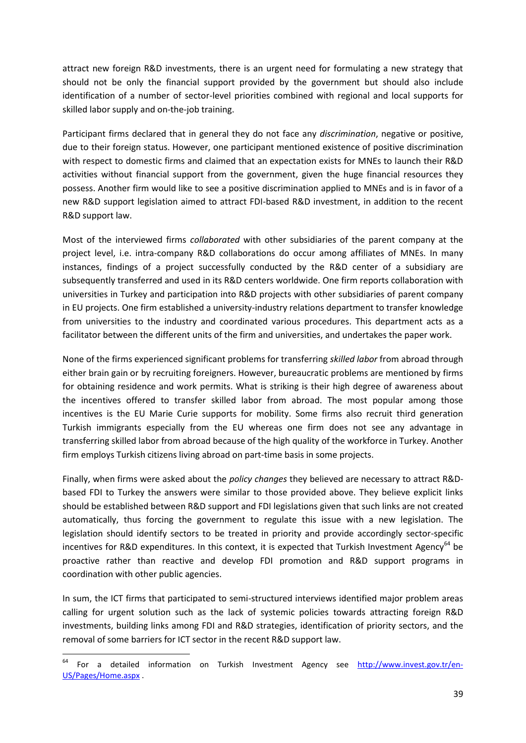attract new foreign R&D investments, there is an urgent need for formulating a new strategy that should not be only the financial support provided by the government but should also include identification of a number of sector-level priorities combined with regional and local supports for skilled labor supply and on-the-job training.

Participant firms declared that in general they do not face any *discrimination*, negative or positive, due to their foreign status. However, one participant mentioned existence of positive discrimination with respect to domestic firms and claimed that an expectation exists for MNEs to launch their R&D activities without financial support from the government, given the huge financial resources they possess. Another firm would like to see a positive discrimination applied to MNEs and is in favor of a new R&D support legislation aimed to attract FDI-based R&D investment, in addition to the recent R&D support law.

Most of the interviewed firms *collaborated* with other subsidiaries of the parent company at the project level, i.e. intra-company R&D collaborations do occur among affiliates of MNEs. In many instances, findings of a project successfully conducted by the R&D center of a subsidiary are subsequently transferred and used in its R&D centers worldwide. One firm reports collaboration with universities in Turkey and participation into R&D projects with other subsidiaries of parent company in EU projects. One firm established a university-industry relations department to transfer knowledge from universities to the industry and coordinated various procedures. This department acts as a facilitator between the different units of the firm and universities, and undertakes the paper work.

None of the firms experienced significant problems for transferring *skilled labor* from abroad through either brain gain or by recruiting foreigners. However, bureaucratic problems are mentioned by firms for obtaining residence and work permits. What is striking is their high degree of awareness about the incentives offered to transfer skilled labor from abroad. The most popular among those incentives is the EU Marie Curie supports for mobility. Some firms also recruit third generation Turkish immigrants especially from the EU whereas one firm does not see any advantage in transferring skilled labor from abroad because of the high quality of the workforce in Turkey. Another firm employs Turkish citizens living abroad on part-time basis in some projects.

Finally, when firms were asked about the *policy changes* they believed are necessary to attract R&D-based FDI to Turkey the answers were similar to those provided above. They believe explicit links should be established between R&D support and FDI legislations given that such links are not created automatically, thus forcing the government to regulate this issue with a new legislation. The legislation should identify sectors to be treated in priority and provide accordingly sector-specific incentives for R&D expenditures. In this context, it is expected that Turkish Investment Agency[64] be proactive rather than reactive and develop FDI promotion and R&D support programs in coordination with other public agencies.

In sum, the ICT firms that participated to semi-structured interviews identified major problem areas calling for urgent solution such as the lack of systemic policies towards attracting foreign R&D investments, building links among FDI and R&D strategies, identification of priority sectors, and the removal of some barriers for ICT sector in the recent R&D support law.

---

[64] For a detailed information on Turkish Investment Agency see http://www.invest.gov.tr/en-US/Pages/Home.aspx .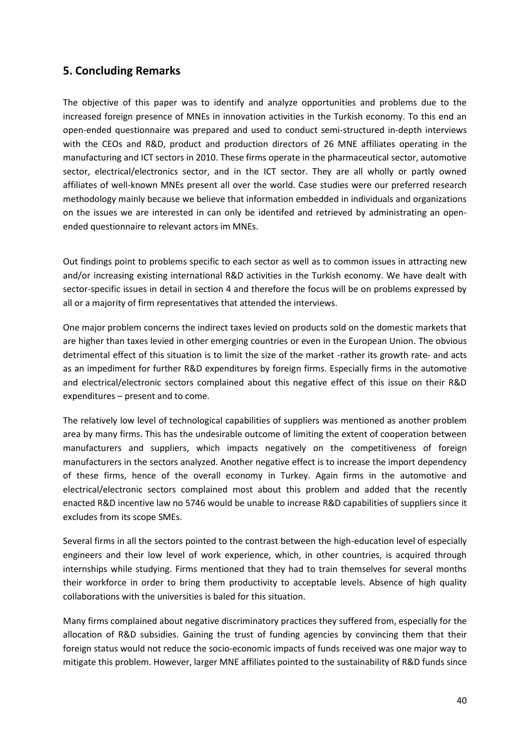## 5. Concluding Remarks

The objective of this paper was to identify and analyze opportunities and problems due to the increased foreign presence of MNEs in innovation activities in the Turkish economy. To this end an open-ended questionnaire was prepared and used to conduct semi-structured in-depth interviews with the CEOs and R&D, product and production directors of 26 MNE affiliates operating in the manufacturing and ICT sectors in 2010. These firms operate in the pharmaceutical sector, automotive sector, electrical/electronics sector, and in the ICT sector. They are all wholly or partly owned affiliates of well-known MNEs present all over the world. Case studies were our preferred research methodology mainly because we believe that information embedded in individuals and organizations on the issues we are interested in can only be identifed and retrieved by administrating an open-ended questionnaire to relevant actors im MNEs.

Out findings point to problems specific to each sector as well as to common issues in attracting new and/or increasing existing international R&D activities in the Turkish economy. We have dealt with sector-specific issues in detail in section 4 and therefore the focus will be on problems expressed by all or a majority of firm representatives that attended the interviews.

One major problem concerns the indirect taxes levied on products sold on the domestic markets that are higher than taxes levied in other emerging countries or even in the European Union. The obvious detrimental effect of this situation is to limit the size of the market -rather its growth rate- and acts as an impediment for further R&D expenditures by foreign firms. Especially firms in the automotive and electrical/electronic sectors complained about this negative effect of this issue on their R&D expenditures – present and to come.

The relatively low level of technological capabilities of suppliers was mentioned as another problem area by many firms. This has the undesirable outcome of limiting the extent of cooperation between manufacturers and suppliers, which impacts negatively on the competitiveness of foreign manufacturers in the sectors analyzed. Another negative effect is to increase the import dependency of these firms, hence of the overall economy in Turkey. Again firms in the automotive and electrical/electronic sectors complained most about this problem and added that the recently enacted R&D incentive law no 5746 would be unable to increase R&D capabilities of suppliers since it excludes from its scope SMEs.

Several firms in all the sectors pointed to the contrast between the high-education level of especially engineers and their low level of work experience, which, in other countries, is acquired through internships while studying. Firms mentioned that they had to train themselves for several months their workforce in order to bring them productivity to acceptable levels. Absence of high quality collaborations with the universities is baled for this situation.

Many firms complained about negative discriminatory practices they suffered from, especially for the allocation of R&D subsidies. Gaining the trust of funding agencies by convincing them that their foreign status would not reduce the socio-economic impacts of funds received was one major way to mitigate this problem. However, larger MNE affiliates pointed to the sustainability of R&D funds since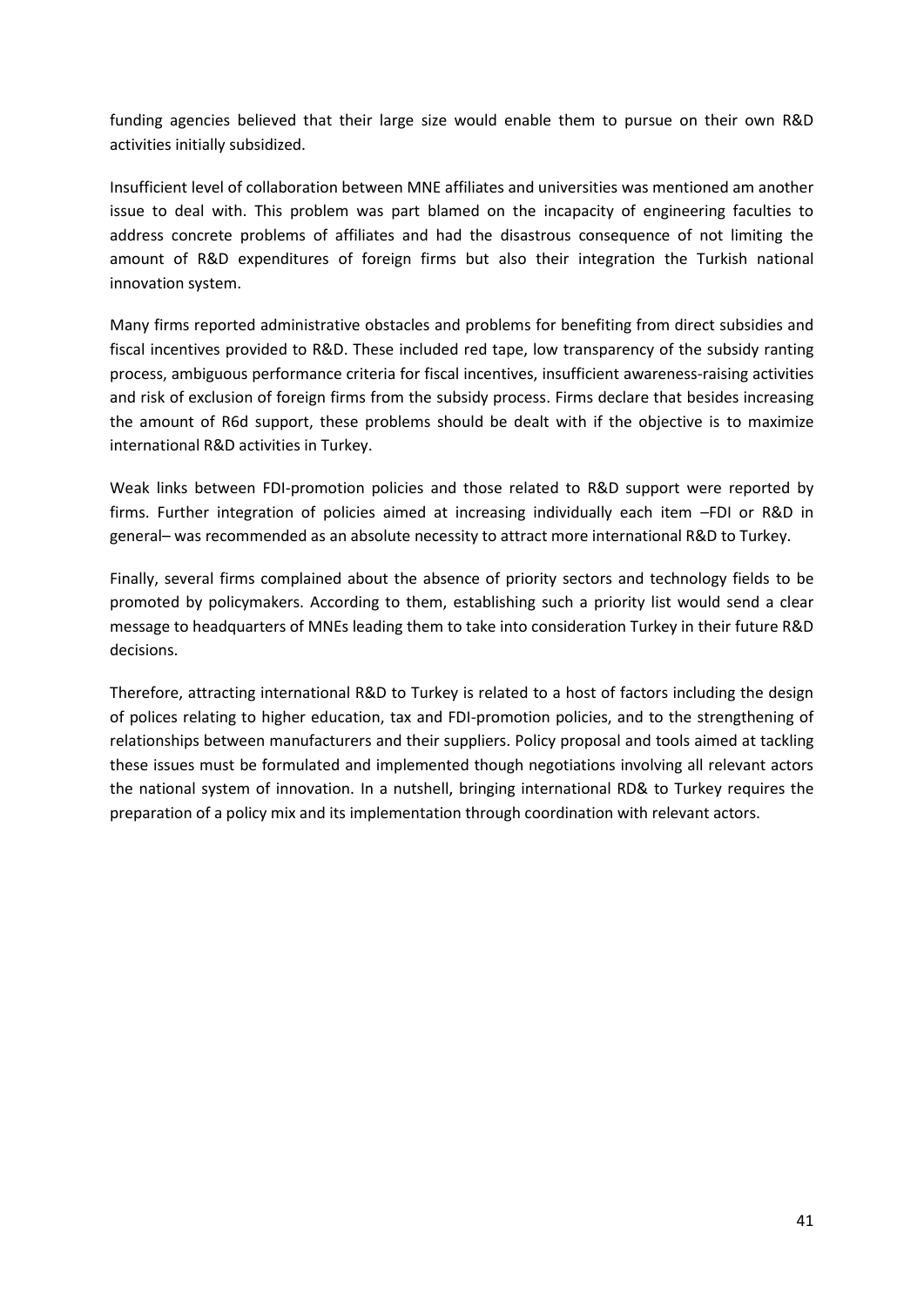funding agencies believed that their large size would enable them to pursue on their own R&D activities initially subsidized.

Insufficient level of collaboration between MNE affiliates and universities was mentioned am another issue to deal with. This problem was part blamed on the incapacity of engineering faculties to address concrete problems of affiliates and had the disastrous consequence of not limiting the amount of R&D expenditures of foreign firms but also their integration the Turkish national innovation system.

Many firms reported administrative obstacles and problems for benefiting from direct subsidies and fiscal incentives provided to R&D. These included red tape, low transparency of the subsidy ranting process, ambiguous performance criteria for fiscal incentives, insufficient awareness-raising activities and risk of exclusion of foreign firms from the subsidy process. Firms declare that besides increasing the amount of R6d support, these problems should be dealt with if the objective is to maximize international R&D activities in Turkey.

Weak links between FDI-promotion policies and those related to R&D support were reported by firms. Further integration of policies aimed at increasing individually each item –FDI or R&D in general– was recommended as an absolute necessity to attract more international R&D to Turkey.

Finally, several firms complained about the absence of priority sectors and technology fields to be promoted by policymakers. According to them, establishing such a priority list would send a clear message to headquarters of MNEs leading them to take into consideration Turkey in their future R&D decisions.

Therefore, attracting international R&D to Turkey is related to a host of factors including the design of polices relating to higher education, tax and FDI-promotion policies, and to the strengthening of relationships between manufacturers and their suppliers. Policy proposal and tools aimed at tackling these issues must be formulated and implemented though negotiations involving all relevant actors the national system of innovation. In a nutshell, bringing international RD& to Turkey requires the preparation of a policy mix and its implementation through coordination with relevant actors.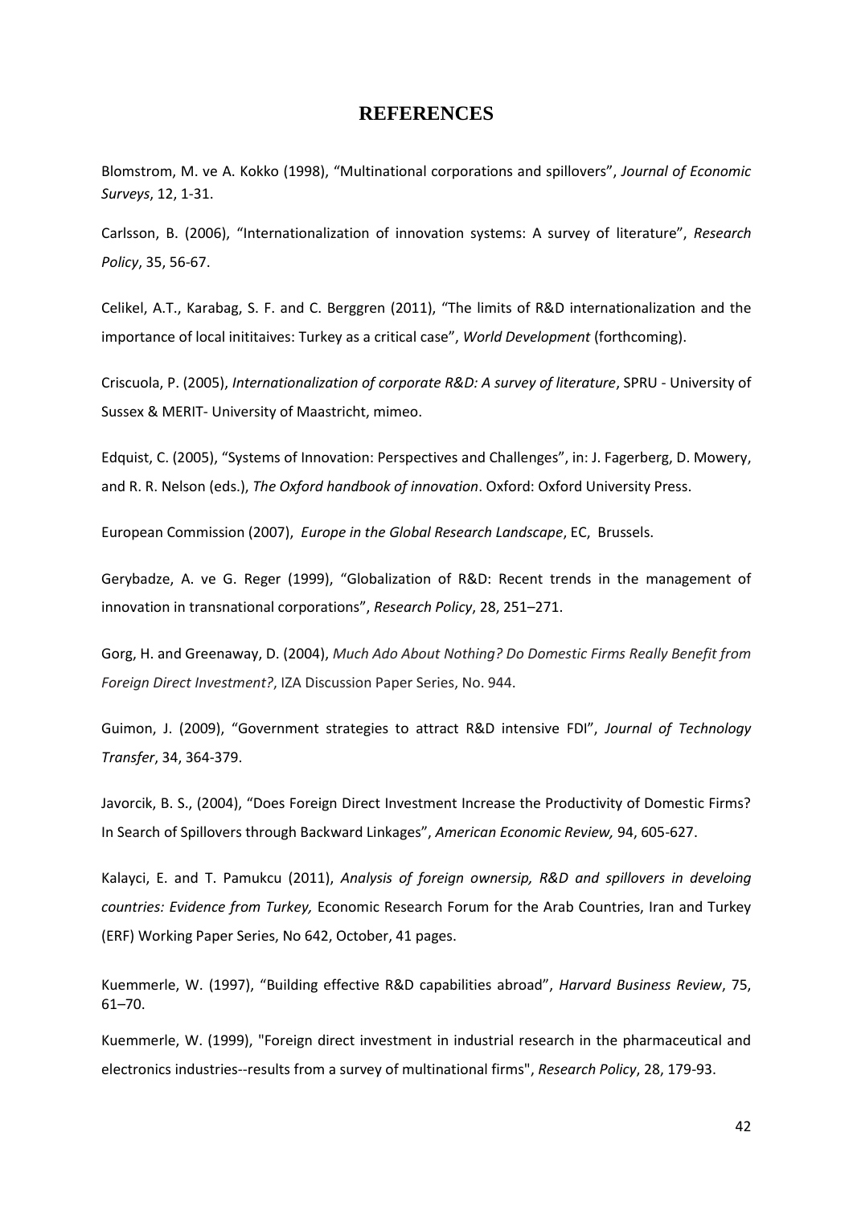## REFERENCES

Blomstrom, M. ve A. Kokko (1998), “Multinational corporations and spillovers”, *Journal of Economic Surveys*, 12, 1-31.

Carlsson, B. (2006), “Internationalization of innovation systems: A survey of literature”, *Research Policy*, 35, 56-67.

Celikel, A.T., Karabag, S. F. and C. Berggren (2011), “The limits of R&D internationalization and the importance of local inititaives: Turkey as a critical case”, *World Development* (forthcoming).

Criscuola, P. (2005), *Internationalization of corporate R&D: A survey of literature*, SPRU - University of Sussex & MERIT- University of Maastricht, mimeo.

Edquist, C. (2005), “Systems of Innovation: Perspectives and Challenges”, in: J. Fagerberg, D. Mowery, and R. R. Nelson (eds.), *The Oxford handbook of innovation*. Oxford: Oxford University Press.

European Commission (2007), *Europe in the Global Research Landscape*, EC, Brussels.

Gerybadze, A. ve G. Reger (1999), “Globalization of R&D: Recent trends in the management of innovation in transnational corporations”, *Research Policy*, 28, 251–271.

Gorg, H. and Greenaway, D. (2004), *Much Ado About Nothing? Do Domestic Firms Really Benefit from Foreign Direct Investment?*, IZA Discussion Paper Series, No. 944.

Guimon, J. (2009), “Government strategies to attract R&D intensive FDI”, *Journal of Technology Transfer*, 34, 364-379.

Javorcik, B. S., (2004), “Does Foreign Direct Investment Increase the Productivity of Domestic Firms? In Search of Spillovers through Backward Linkages”, *American Economic Review,* 94, 605-627.

Kalayci, E. and T. Pamukcu (2011), *Analysis of foreign ownersip, R&D and spillovers in develoing countries: Evidence from Turkey,* Economic Research Forum for the Arab Countries, Iran and Turkey (ERF) Working Paper Series, No 642, October, 41 pages.

Kuemmerle, W. (1997), “Building effective R&D capabilities abroad”, *Harvard Business Review*, 75, 61–70.

Kuemmerle, W. (1999), "Foreign direct investment in industrial research in the pharmaceutical and electronics industries--results from a survey of multinational firms", *Research Policy*, 28, 179-93.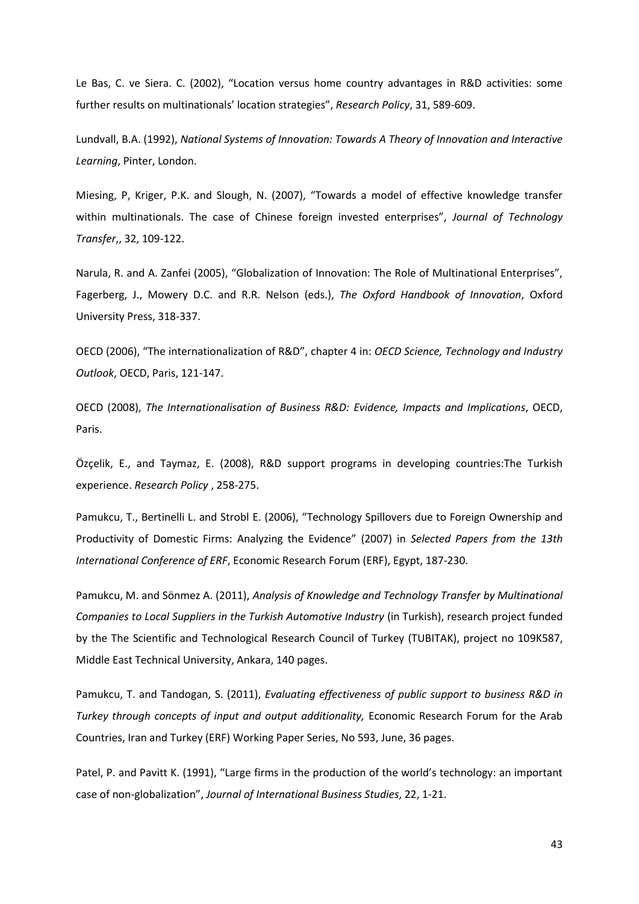Le Bas, C. ve Siera. C. (2002), "Location versus home country advantages in R&D activities: some further results on multinationals' location strategies", *Research Policy*, 31, 589-609.

Lundvall, B.A. (1992), *National Systems of Innovation: Towards A Theory of Innovation and Interactive Learning*, Pinter, London.

Miesing, P, Kriger, P.K. and Slough, N. (2007), "Towards a model of effective knowledge transfer within multinationals. The case of Chinese foreign invested enterprises", *Journal of Technology Transfer*,, 32, 109-122.

Narula, R. and A. Zanfei (2005), "Globalization of Innovation: The Role of Multinational Enterprises", Fagerberg, J., Mowery D.C. and R.R. Nelson (eds.), *The Oxford Handbook of Innovation*, Oxford University Press, 318-337.

OECD (2006), "The internationalization of R&D", chapter 4 in: *OECD Science, Technology and Industry Outlook*, OECD, Paris, 121-147.

OECD (2008), *The Internationalisation of Business R&D: Evidence, Impacts and Implications*, OECD, Paris.

Özçelik, E., and Taymaz, E. (2008), R&D support programs in developing countries:The Turkish experience. *Research Policy* , 258-275.

Pamukcu, T., Bertinelli L. and Strobl E. (2006), "Technology Spillovers due to Foreign Ownership and Productivity of Domestic Firms: Analyzing the Evidence" (2007) in *Selected Papers from the 13th International Conference of ERF*, Economic Research Forum (ERF), Egypt, 187-230.

Pamukcu, M. and Sönmez A. (2011), *Analysis of Knowledge and Technology Transfer by Multinational Companies to Local Suppliers in the Turkish Automotive Industry* (in Turkish), research project funded by the The Scientific and Technological Research Council of Turkey (TUBITAK), project no 109K587, Middle East Technical University, Ankara, 140 pages.

Pamukcu, T. and Tandogan, S. (2011), *Evaluating effectiveness of public support to business R&D in Turkey through concepts of input and output additionality,* Economic Research Forum for the Arab Countries, Iran and Turkey (ERF) Working Paper Series, No 593, June, 36 pages.

Patel, P. and Pavitt K. (1991), "Large firms in the production of the world's technology: an important case of non-globalization", *Journal of International Business Studies*, 22, 1-21.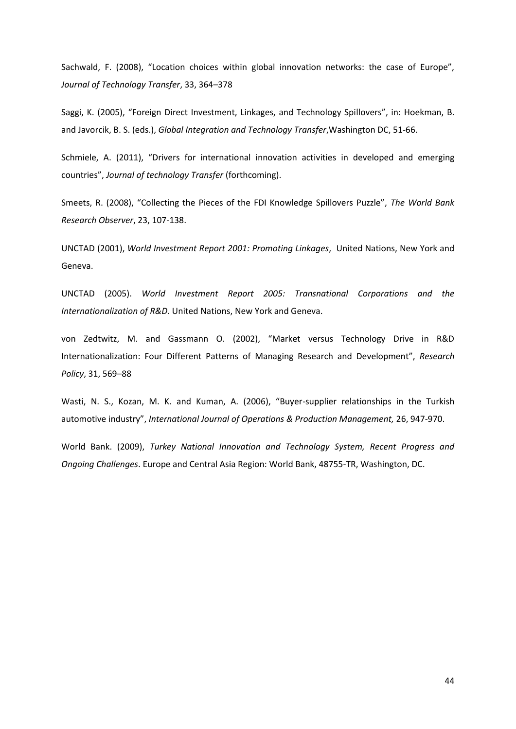Sachwald, F. (2008), “Location choices within global innovation networks: the case of Europe”, *Journal of Technology Transfer*, 33, 364–378

Saggi, K. (2005), “Foreign Direct Investment, Linkages, and Technology Spillovers”, in: Hoekman, B. and Javorcik, B. S. (eds.), *Global Integration and Technology Transfer*,Washington DC, 51-66.

Schmiele, A. (2011), “Drivers for international innovation activities in developed and emerging countries”, *Journal of technology Transfer* (forthcoming).

Smeets, R. (2008), “Collecting the Pieces of the FDI Knowledge Spillovers Puzzle”, *The World Bank Research Observer*, 23, 107-138.

UNCTAD (2001), *World Investment Report 2001: Promoting Linkages*, United Nations, New York and Geneva.

UNCTAD (2005). *World Investment Report 2005: Transnational Corporations and the Internationalization of R&D.* United Nations, New York and Geneva.

von Zedtwitz, M. and Gassmann O. (2002), “Market versus Technology Drive in R&D Internationalization: Four Different Patterns of Managing Research and Development”, *Research Policy*, 31, 569–88

Wasti, N. S., Kozan, M. K. and Kuman, A. (2006), “Buyer-supplier relationships in the Turkish automotive industry”, *International Journal of Operations & Production Management,* 26, 947-970.

World Bank. (2009), *Turkey National Innovation and Technology System, Recent Progress and Ongoing Challenges*. Europe and Central Asia Region: World Bank, 48755-TR, Washington, DC.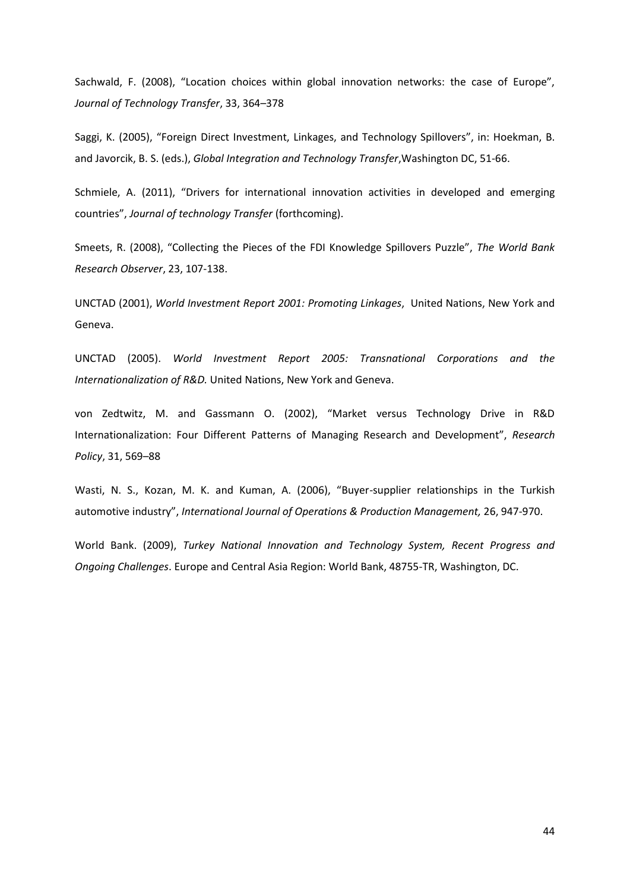Sachwald, F. (2008), “Location choices within global innovation networks: the case of Europe”, *Journal of Technology Transfer*, 33, 364–378

Saggi, K. (2005), “Foreign Direct Investment, Linkages, and Technology Spillovers”, in: Hoekman, B. and Javorcik, B. S. (eds.), *Global Integration and Technology Transfer*,Washington DC, 51-66.

Schmiele, A. (2011), “Drivers for international innovation activities in developed and emerging countries”, *Journal of technology Transfer* (forthcoming).

Smeets, R. (2008), “Collecting the Pieces of the FDI Knowledge Spillovers Puzzle”, *The World Bank Research Observer*, 23, 107-138.

UNCTAD (2001), *World Investment Report 2001: Promoting Linkages*, United Nations, New York and Geneva.

UNCTAD (2005). *World Investment Report 2005: Transnational Corporations and the Internationalization of R&D.* United Nations, New York and Geneva.

von Zedtwitz, M. and Gassmann O. (2002), “Market versus Technology Drive in R&D Internationalization: Four Different Patterns of Managing Research and Development”, *Research Policy*, 31, 569–88

Wasti, N. S., Kozan, M. K. and Kuman, A. (2006), “Buyer-supplier relationships in the Turkish automotive industry”, *International Journal of Operations & Production Management,* 26, 947-970.

World Bank. (2009), *Turkey National Innovation and Technology System, Recent Progress and Ongoing Challenges*. Europe and Central Asia Region: World Bank, 48755-TR, Washington, DC.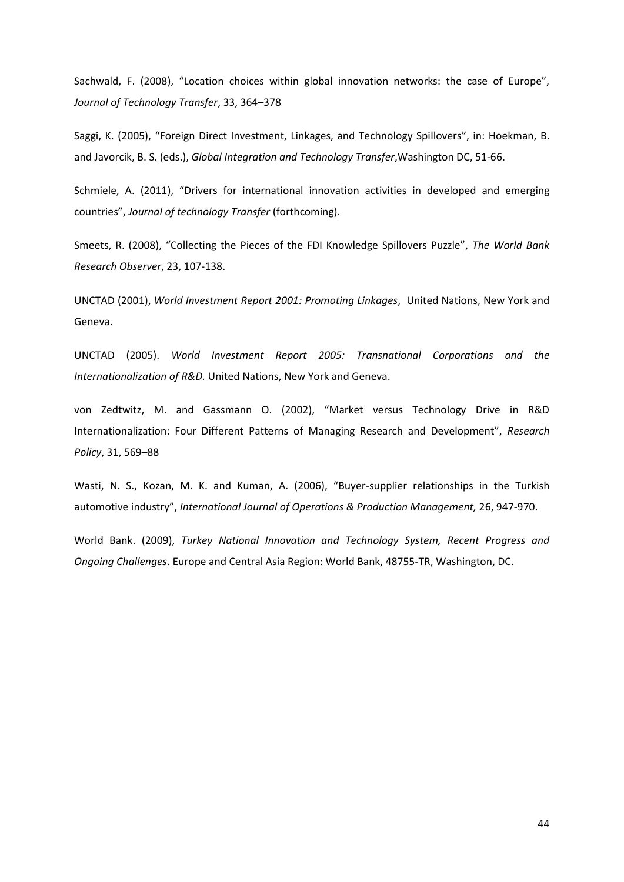Sachwald, F. (2008), "Location choices within global innovation networks: the case of Europe", *Journal of Technology Transfer*, 33, 364–378

Saggi, K. (2005), "Foreign Direct Investment, Linkages, and Technology Spillovers", in: Hoekman, B. and Javorcik, B. S. (eds.), *Global Integration and Technology Transfer*,Washington DC, 51-66.

Schmiele, A. (2011), "Drivers for international innovation activities in developed and emerging countries", *Journal of technology Transfer* (forthcoming).

Smeets, R. (2008), "Collecting the Pieces of the FDI Knowledge Spillovers Puzzle", *The World Bank Research Observer*, 23, 107-138.

UNCTAD (2001), *World Investment Report 2001: Promoting Linkages*, United Nations, New York and Geneva.

UNCTAD (2005). *World Investment Report 2005: Transnational Corporations and the Internationalization of R&D.* United Nations, New York and Geneva.

von Zedtwitz, M. and Gassmann O. (2002), "Market versus Technology Drive in R&D Internationalization: Four Different Patterns of Managing Research and Development", *Research Policy*, 31, 569–88

Wasti, N. S., Kozan, M. K. and Kuman, A. (2006), "Buyer-supplier relationships in the Turkish automotive industry", *International Journal of Operations & Production Management,* 26, 947-970.

World Bank. (2009), *Turkey National Innovation and Technology System, Recent Progress and Ongoing Challenges*. Europe and Central Asia Region: World Bank, 48755-TR, Washington, DC.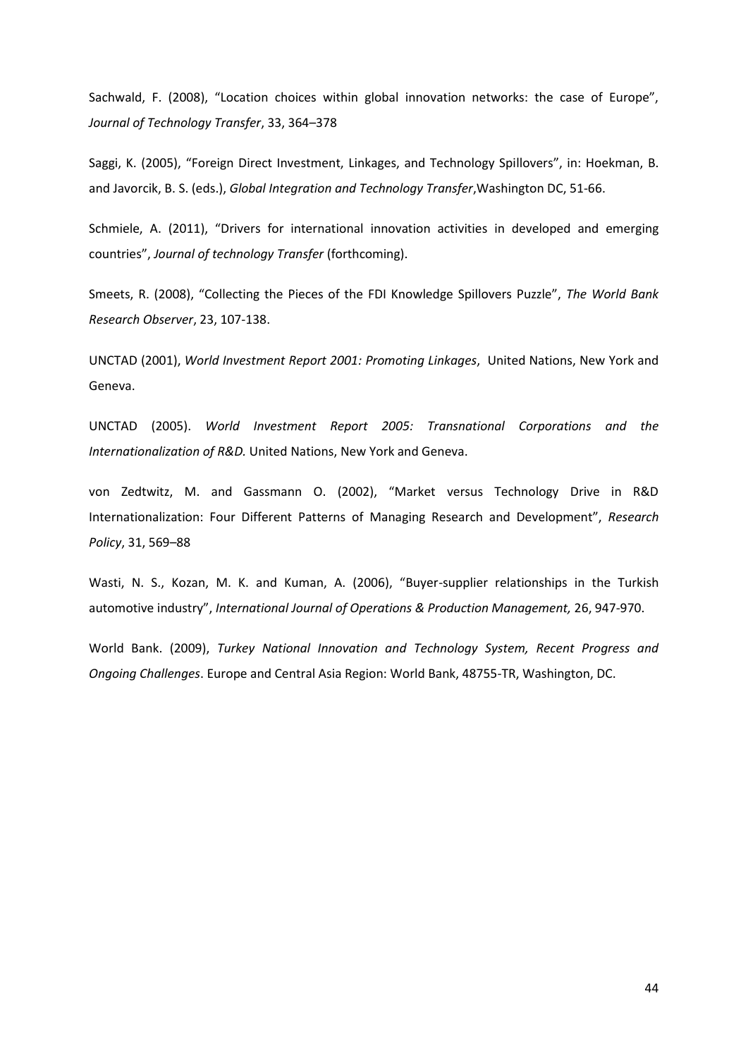Sachwald, F. (2008), "Location choices within global innovation networks: the case of Europe", *Journal of Technology Transfer*, 33, 364–378

Saggi, K. (2005), "Foreign Direct Investment, Linkages, and Technology Spillovers", in: Hoekman, B. and Javorcik, B. S. (eds.), *Global Integration and Technology Transfer*,Washington DC, 51-66.

Schmiele, A. (2011), "Drivers for international innovation activities in developed and emerging countries", *Journal of technology Transfer* (forthcoming).

Smeets, R. (2008), "Collecting the Pieces of the FDI Knowledge Spillovers Puzzle", *The World Bank Research Observer*, 23, 107-138.

UNCTAD (2001), *World Investment Report 2001: Promoting Linkages*, United Nations, New York and Geneva.

UNCTAD (2005). *World Investment Report 2005: Transnational Corporations and the Internationalization of R&D.* United Nations, New York and Geneva.

von Zedtwitz, M. and Gassmann O. (2002), "Market versus Technology Drive in R&D Internationalization: Four Different Patterns of Managing Research and Development", *Research Policy*, 31, 569–88

Wasti, N. S., Kozan, M. K. and Kuman, A. (2006), "Buyer-supplier relationships in the Turkish automotive industry", *International Journal of Operations & Production Management,* 26, 947-970.

World Bank. (2009), *Turkey National Innovation and Technology System, Recent Progress and Ongoing Challenges*. Europe and Central Asia Region: World Bank, 48755-TR, Washington, DC.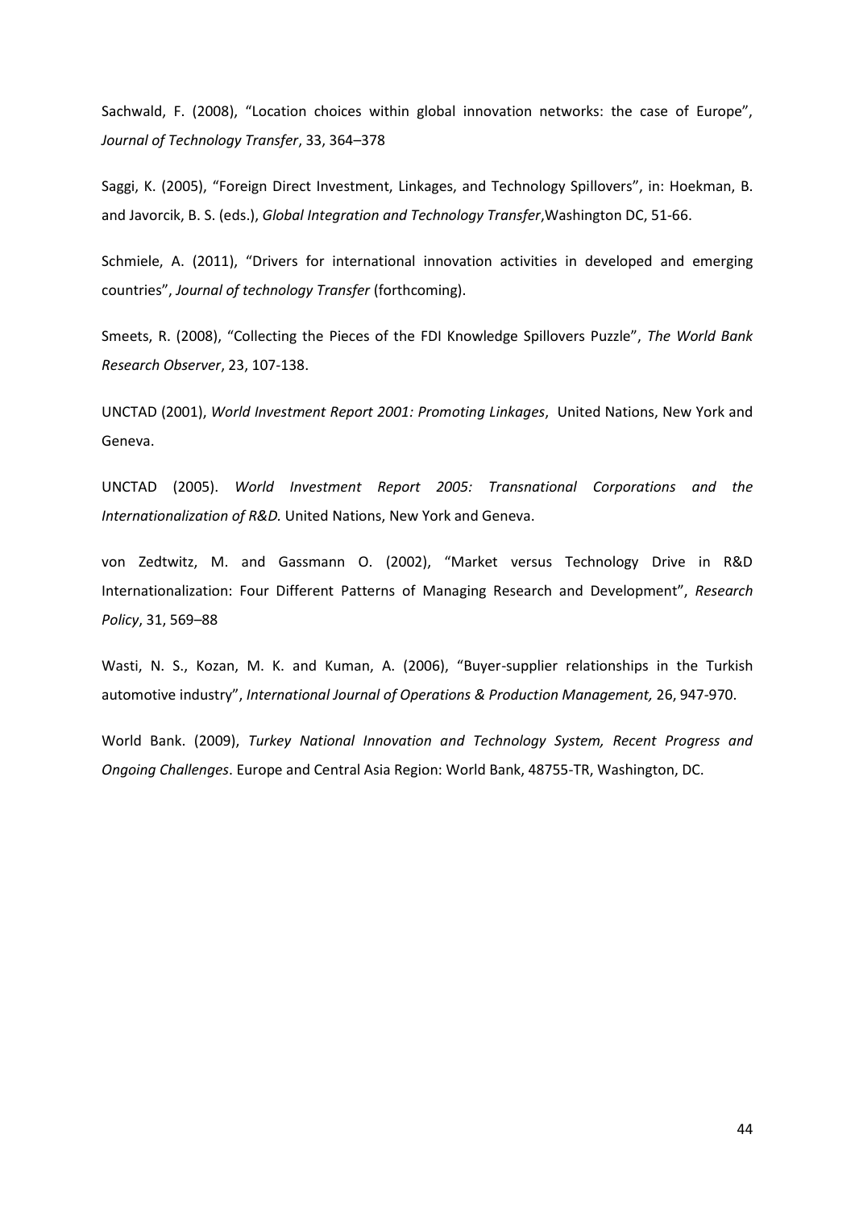Sachwald, F. (2008), "Location choices within global innovation networks: the case of Europe", *Journal of Technology Transfer*, 33, 364–378

Saggi, K. (2005), "Foreign Direct Investment, Linkages, and Technology Spillovers", in: Hoekman, B. and Javorcik, B. S. (eds.), *Global Integration and Technology Transfer*,Washington DC, 51-66.

Schmiele, A. (2011), "Drivers for international innovation activities in developed and emerging countries", *Journal of technology Transfer* (forthcoming).

Smeets, R. (2008), "Collecting the Pieces of the FDI Knowledge Spillovers Puzzle", *The World Bank Research Observer*, 23, 107-138.

UNCTAD (2001), *World Investment Report 2001: Promoting Linkages*, United Nations, New York and Geneva.

UNCTAD (2005). *World Investment Report 2005: Transnational Corporations and the Internationalization of R&D.* United Nations, New York and Geneva.

von Zedtwitz, M. and Gassmann O. (2002), "Market versus Technology Drive in R&D Internationalization: Four Different Patterns of Managing Research and Development", *Research Policy*, 31, 569–88

Wasti, N. S., Kozan, M. K. and Kuman, A. (2006), "Buyer-supplier relationships in the Turkish automotive industry", *International Journal of Operations & Production Management,* 26, 947-970.

World Bank. (2009), *Turkey National Innovation and Technology System, Recent Progress and Ongoing Challenges*. Europe and Central Asia Region: World Bank, 48755-TR, Washington, DC.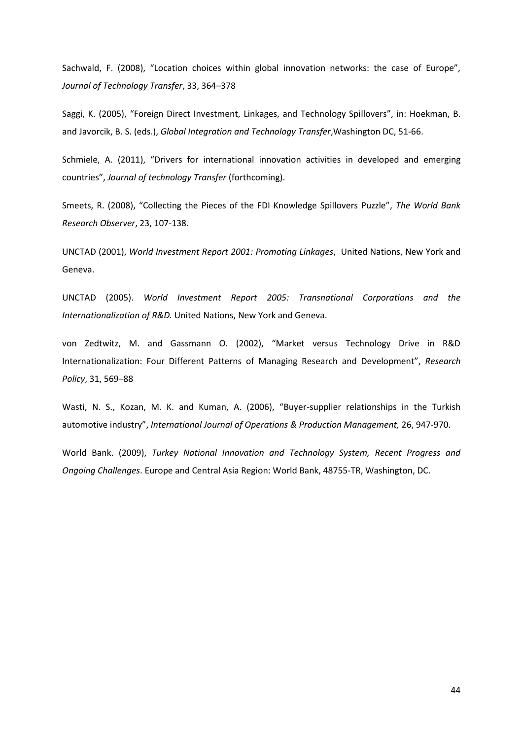Sachwald, F. (2008), “Location choices within global innovation networks: the case of Europe”, *Journal of Technology Transfer*, 33, 364–378

Saggi, K. (2005), “Foreign Direct Investment, Linkages, and Technology Spillovers”, in: Hoekman, B. and Javorcik, B. S. (eds.), *Global Integration and Technology Transfer*,Washington DC, 51-66.

Schmiele, A. (2011), “Drivers for international innovation activities in developed and emerging countries”, *Journal of technology Transfer* (forthcoming).

Smeets, R. (2008), “Collecting the Pieces of the FDI Knowledge Spillovers Puzzle”, *The World Bank Research Observer*, 23, 107-138.

UNCTAD (2001), *World Investment Report 2001: Promoting Linkages*, United Nations, New York and Geneva.

UNCTAD (2005). *World Investment Report 2005: Transnational Corporations and the Internationalization of R&D.* United Nations, New York and Geneva.

von Zedtwitz, M. and Gassmann O. (2002), “Market versus Technology Drive in R&D Internationalization: Four Different Patterns of Managing Research and Development”, *Research Policy*, 31, 569–88

Wasti, N. S., Kozan, M. K. and Kuman, A. (2006), “Buyer-supplier relationships in the Turkish automotive industry”, *International Journal of Operations & Production Management,* 26, 947-970.

World Bank. (2009), *Turkey National Innovation and Technology System, Recent Progress and Ongoing Challenges*. Europe and Central Asia Region: World Bank, 48755-TR, Washington, DC.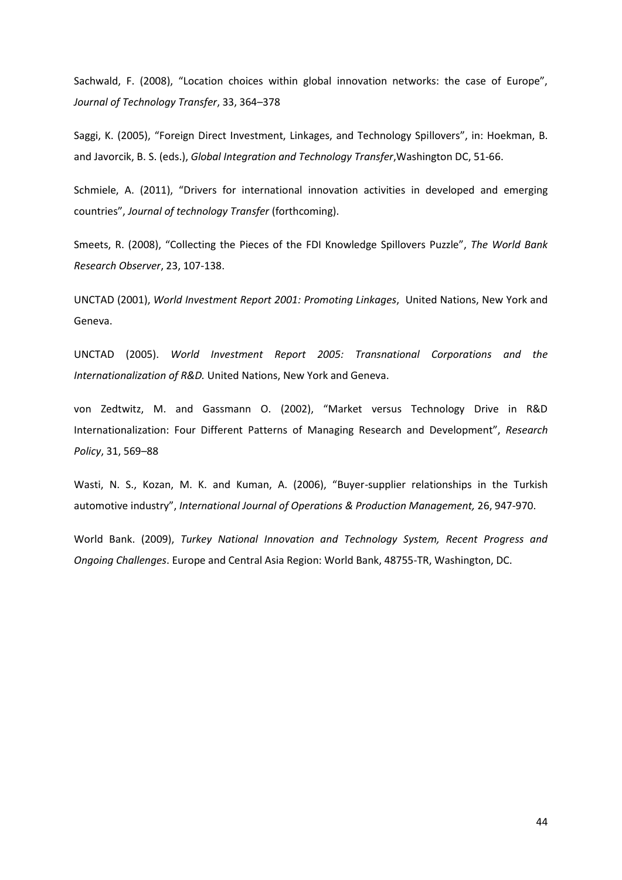Sachwald, F. (2008), "Location choices within global innovation networks: the case of Europe", *Journal of Technology Transfer*, 33, 364–378

Saggi, K. (2005), "Foreign Direct Investment, Linkages, and Technology Spillovers", in: Hoekman, B. and Javorcik, B. S. (eds.), *Global Integration and Technology Transfer*,Washington DC, 51-66.

Schmiele, A. (2011), "Drivers for international innovation activities in developed and emerging countries", *Journal of technology Transfer* (forthcoming).

Smeets, R. (2008), "Collecting the Pieces of the FDI Knowledge Spillovers Puzzle", *The World Bank Research Observer*, 23, 107-138.

UNCTAD (2001), *World Investment Report 2001: Promoting Linkages*, United Nations, New York and Geneva.

UNCTAD (2005). *World Investment Report 2005: Transnational Corporations and the Internationalization of R&D.* United Nations, New York and Geneva.

von Zedtwitz, M. and Gassmann O. (2002), "Market versus Technology Drive in R&D Internationalization: Four Different Patterns of Managing Research and Development", *Research Policy*, 31, 569–88

Wasti, N. S., Kozan, M. K. and Kuman, A. (2006), "Buyer-supplier relationships in the Turkish automotive industry", *International Journal of Operations & Production Management,* 26, 947-970.

World Bank. (2009), *Turkey National Innovation and Technology System, Recent Progress and Ongoing Challenges*. Europe and Central Asia Region: World Bank, 48755-TR, Washington, DC.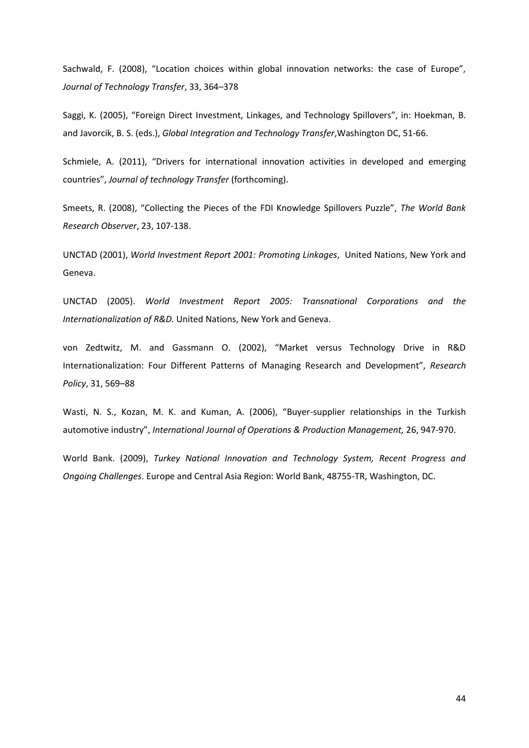Sachwald, F. (2008), “Location choices within global innovation networks: the case of Europe”, *Journal of Technology Transfer*, 33, 364–378

Saggi, K. (2005), “Foreign Direct Investment, Linkages, and Technology Spillovers”, in: Hoekman, B. and Javorcik, B. S. (eds.), *Global Integration and Technology Transfer*,Washington DC, 51-66.

Schmiele, A. (2011), “Drivers for international innovation activities in developed and emerging countries”, *Journal of technology Transfer* (forthcoming).

Smeets, R. (2008), “Collecting the Pieces of the FDI Knowledge Spillovers Puzzle”, *The World Bank Research Observer*, 23, 107-138.

UNCTAD (2001), *World Investment Report 2001: Promoting Linkages*, United Nations, New York and Geneva.

UNCTAD (2005). *World Investment Report 2005: Transnational Corporations and the Internationalization of R&D.* United Nations, New York and Geneva.

von Zedtwitz, M. and Gassmann O. (2002), “Market versus Technology Drive in R&D Internationalization: Four Different Patterns of Managing Research and Development”, *Research Policy*, 31, 569–88

Wasti, N. S., Kozan, M. K. and Kuman, A. (2006), “Buyer-supplier relationships in the Turkish automotive industry”, *International Journal of Operations & Production Management,* 26, 947-970.

World Bank. (2009), *Turkey National Innovation and Technology System, Recent Progress and Ongoing Challenges*. Europe and Central Asia Region: World Bank, 48755-TR, Washington, DC.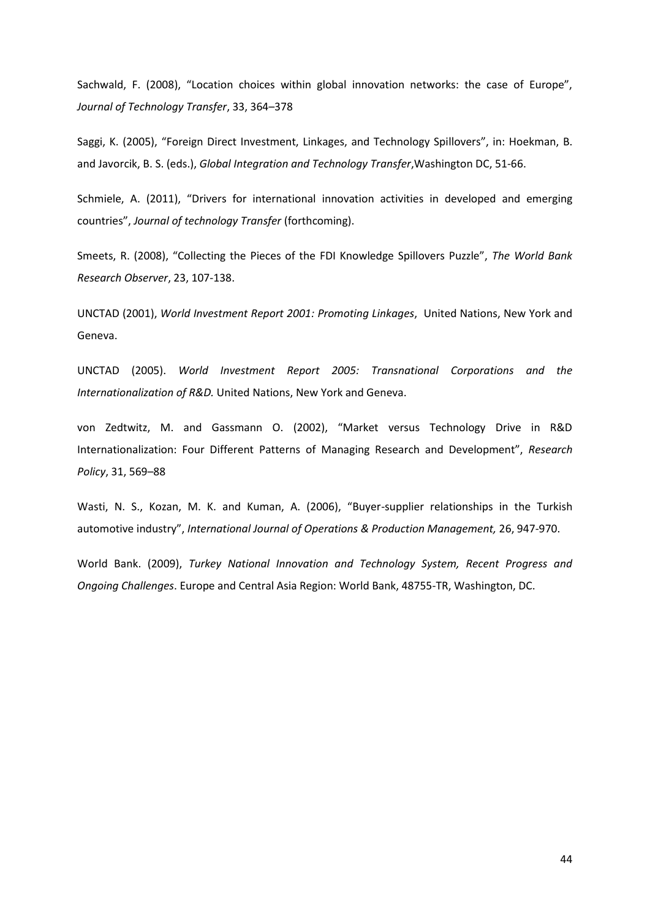Sachwald, F. (2008), “Location choices within global innovation networks: the case of Europe”, *Journal of Technology Transfer*, 33, 364–378

Saggi, K. (2005), “Foreign Direct Investment, Linkages, and Technology Spillovers”, in: Hoekman, B. and Javorcik, B. S. (eds.), *Global Integration and Technology Transfer*,Washington DC, 51-66.

Schmiele, A. (2011), “Drivers for international innovation activities in developed and emerging countries”, *Journal of technology Transfer* (forthcoming).

Smeets, R. (2008), “Collecting the Pieces of the FDI Knowledge Spillovers Puzzle”, *The World Bank Research Observer*, 23, 107-138.

UNCTAD (2001), *World Investment Report 2001: Promoting Linkages*, United Nations, New York and Geneva.

UNCTAD (2005). *World Investment Report 2005: Transnational Corporations and the Internationalization of R&D.* United Nations, New York and Geneva.

von Zedtwitz, M. and Gassmann O. (2002), “Market versus Technology Drive in R&D Internationalization: Four Different Patterns of Managing Research and Development”, *Research Policy*, 31, 569–88

Wasti, N. S., Kozan, M. K. and Kuman, A. (2006), “Buyer-supplier relationships in the Turkish automotive industry”, *International Journal of Operations & Production Management,* 26, 947-970.

World Bank. (2009), *Turkey National Innovation and Technology System, Recent Progress and Ongoing Challenges*. Europe and Central Asia Region: World Bank, 48755-TR, Washington, DC.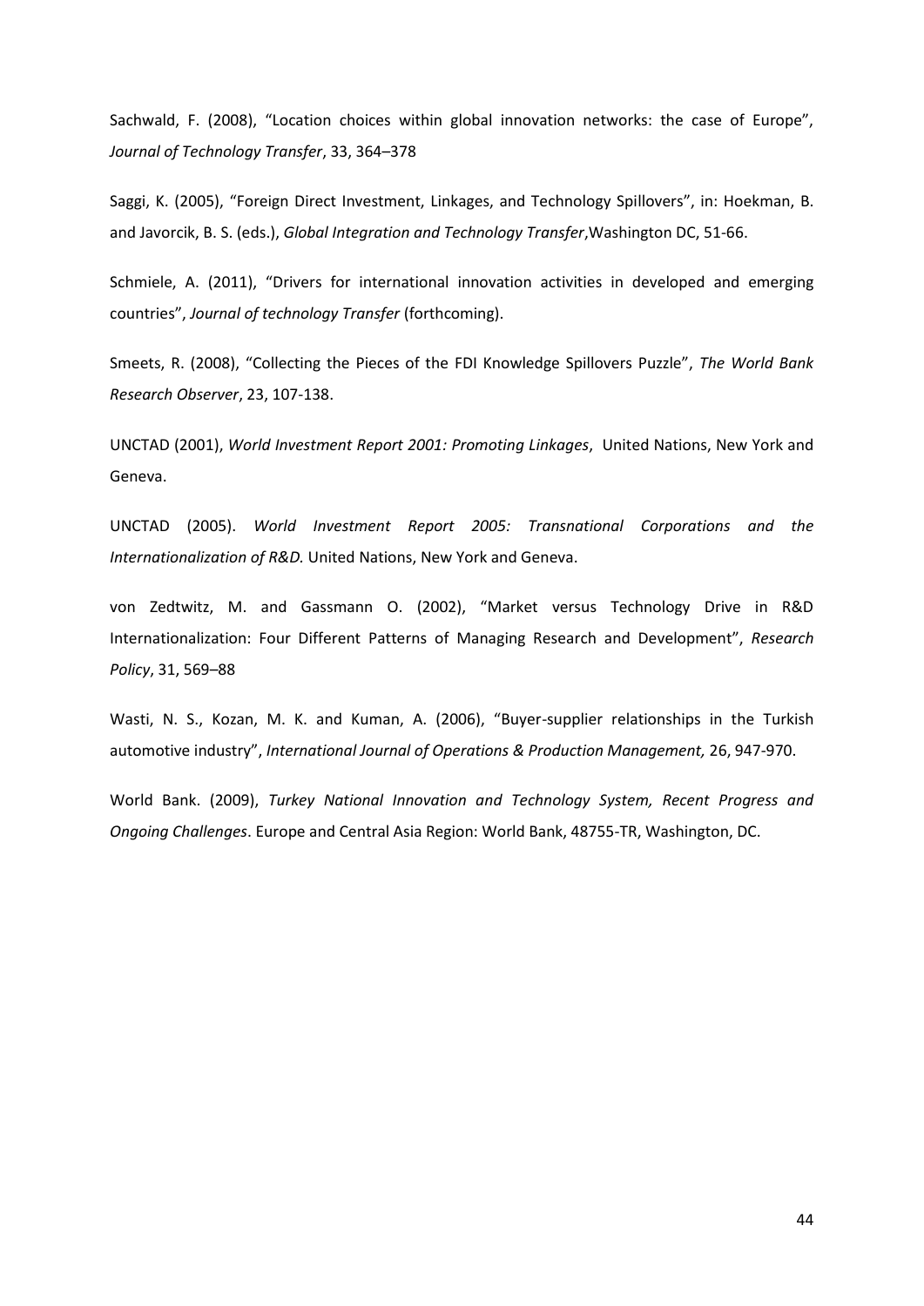Sachwald, F. (2008), "Location choices within global innovation networks: the case of Europe", *Journal of Technology Transfer*, 33, 364–378

Saggi, K. (2005), "Foreign Direct Investment, Linkages, and Technology Spillovers", in: Hoekman, B. and Javorcik, B. S. (eds.), *Global Integration and Technology Transfer*,Washington DC, 51-66.

Schmiele, A. (2011), "Drivers for international innovation activities in developed and emerging countries", *Journal of technology Transfer* (forthcoming).

Smeets, R. (2008), "Collecting the Pieces of the FDI Knowledge Spillovers Puzzle", *The World Bank Research Observer*, 23, 107-138.

UNCTAD (2001), *World Investment Report 2001: Promoting Linkages*, United Nations, New York and Geneva.

UNCTAD (2005). *World Investment Report 2005: Transnational Corporations and the Internationalization of R&D.* United Nations, New York and Geneva.

von Zedtwitz, M. and Gassmann O. (2002), "Market versus Technology Drive in R&D Internationalization: Four Different Patterns of Managing Research and Development", *Research Policy*, 31, 569–88

Wasti, N. S., Kozan, M. K. and Kuman, A. (2006), "Buyer-supplier relationships in the Turkish automotive industry", *International Journal of Operations & Production Management,* 26, 947-970.

World Bank. (2009), *Turkey National Innovation and Technology System, Recent Progress and Ongoing Challenges*. Europe and Central Asia Region: World Bank, 48755-TR, Washington, DC.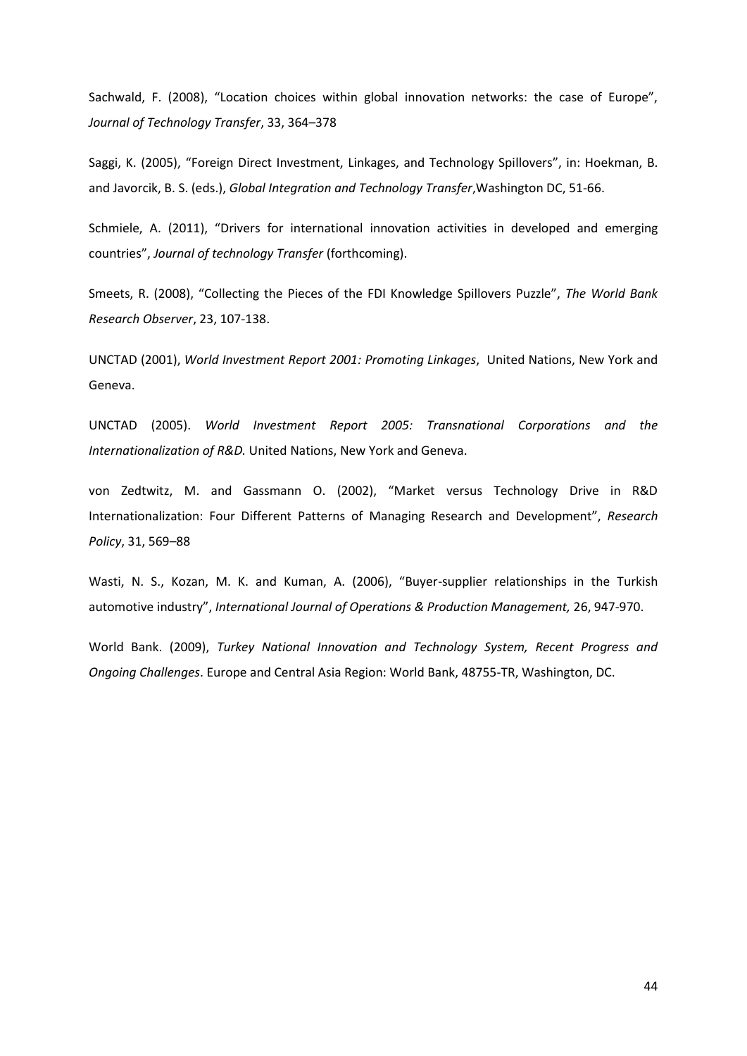Sachwald, F. (2008), “Location choices within global innovation networks: the case of Europe”, *Journal of Technology Transfer*, 33, 364–378

Saggi, K. (2005), “Foreign Direct Investment, Linkages, and Technology Spillovers”, in: Hoekman, B. and Javorcik, B. S. (eds.), *Global Integration and Technology Transfer*,Washington DC, 51-66.

Schmiele, A. (2011), “Drivers for international innovation activities in developed and emerging countries”, *Journal of technology Transfer* (forthcoming).

Smeets, R. (2008), “Collecting the Pieces of the FDI Knowledge Spillovers Puzzle”, *The World Bank Research Observer*, 23, 107-138.

UNCTAD (2001), *World Investment Report 2001: Promoting Linkages*, United Nations, New York and Geneva.

UNCTAD (2005). *World Investment Report 2005: Transnational Corporations and the Internationalization of R&D.* United Nations, New York and Geneva.

von Zedtwitz, M. and Gassmann O. (2002), “Market versus Technology Drive in R&D Internationalization: Four Different Patterns of Managing Research and Development”, *Research Policy*, 31, 569–88

Wasti, N. S., Kozan, M. K. and Kuman, A. (2006), “Buyer-supplier relationships in the Turkish automotive industry”, *International Journal of Operations & Production Management,* 26, 947-970.

World Bank. (2009), *Turkey National Innovation and Technology System, Recent Progress and Ongoing Challenges*. Europe and Central Asia Region: World Bank, 48755-TR, Washington, DC.